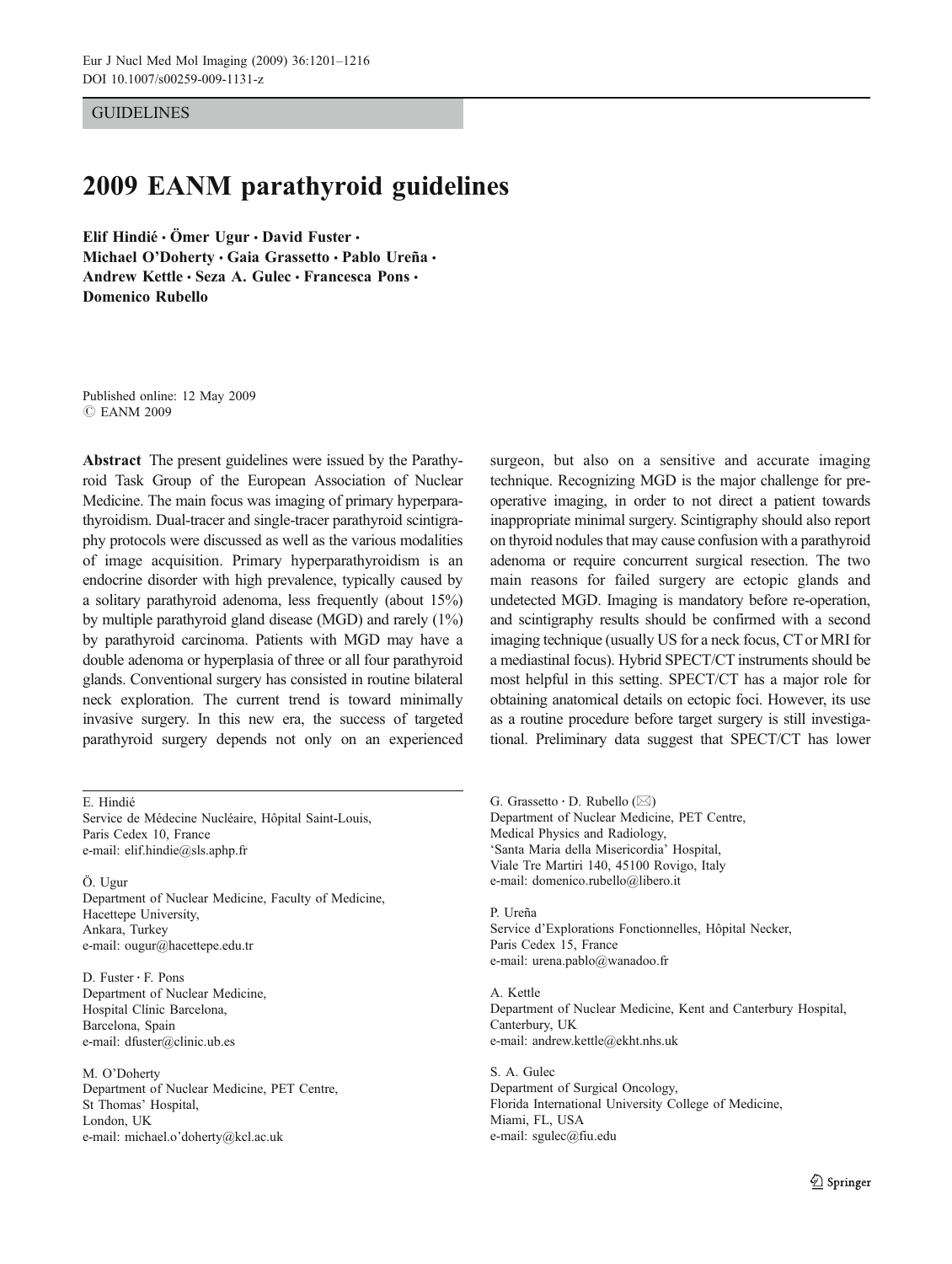GUIDELINES

# 2009 EANM parathyroid guidelines

**Elif Hindié · Ömer Ugur · David Fuster · Michael O'Doherty · Gaia Grassetto · Pablo Ureña · Andrew Kettle · Seza A. Gulec · Francesca Pons · Domenico Rubello**

Published online: 12 May 2009
© EANM 2009

**Abstract** The present guidelines were issued by the Parathyroid Task Group of the European Association of Nuclear Medicine. The main focus was imaging of primary hyperparathyroidism. Dual-tracer and single-tracer parathyroid scintigraphy protocols were discussed as well as the various modalities of image acquisition. Primary hyperparathyroidism is an endocrine disorder with high prevalence, typically caused by a solitary parathyroid adenoma, less frequently (about 15%) by multiple parathyroid gland disease (MGD) and rarely (1%) by parathyroid carcinoma. Patients with MGD may have a double adenoma or hyperplasia of three or all four parathyroid glands. Conventional surgery has consisted in routine bilateral neck exploration. The current trend is toward minimally invasive surgery. In this new era, the success of targeted parathyroid surgery depends not only on an experienced surgeon, but also on a sensitive and accurate imaging technique. Recognizing MGD is the major challenge for pre-operative imaging, in order to not direct a patient towards inappropriate minimal surgery. Scintigraphy should also report on thyroid nodules that may cause confusion with a parathyroid adenoma or require concurrent surgical resection. The two main reasons for failed surgery are ectopic glands and undetected MGD. Imaging is mandatory before re-operation, and scintigraphy results should be confirmed with a second imaging technique (usually US for a neck focus, CT or MRI for a mediastinal focus). Hybrid SPECT/CT instruments should be most helpful in this setting. SPECT/CT has a major role for obtaining anatomical details on ectopic foci. However, its use as a routine procedure before target surgery is still investigational. Preliminary data suggest that SPECT/CT has lower

E. Hindié
Service de Médecine Nucléaire, Hôpital Saint-Louis,
Paris Cedex 10, France
e-mail: elif.hindie@sls.aphp.fr

Ö. Ugur
Department of Nuclear Medicine, Faculty of Medicine,
Hacettepe University,
Ankara, Turkey
e-mail: ougur@hacettepe.edu.tr

D. Fuster · F. Pons
Department of Nuclear Medicine,
Hospital Clínic Barcelona,
Barcelona, Spain
e-mail: dfuster@clinic.ub.es

M. O'Doherty
Department of Nuclear Medicine, PET Centre,
St Thomas' Hospital,
London, UK
e-mail: michael.o'doherty@kcl.ac.uk

G. Grassetto · D. Rubello (✉)
Department of Nuclear Medicine, PET Centre,
Medical Physics and Radiology,
'Santa Maria della Misericordia' Hospital,
Viale Tre Martiri 140, 45100 Rovigo, Italy
e-mail: domenico.rubello@libero.it

P. Ureña
Service d'Explorations Fonctionnelles, Hôpital Necker,
Paris Cedex 15, France
e-mail: urena.pablo@wanadoo.fr

A. Kettle
Department of Nuclear Medicine, Kent and Canterbury Hospital,
Canterbury, UK
e-mail: andrew.kettle@ekht.nhs.uk

S. A. Gulec
Department of Surgical Oncology,
Florida International University College of Medicine,
Miami, FL, USA
e-mail: sgulec@fiu.edu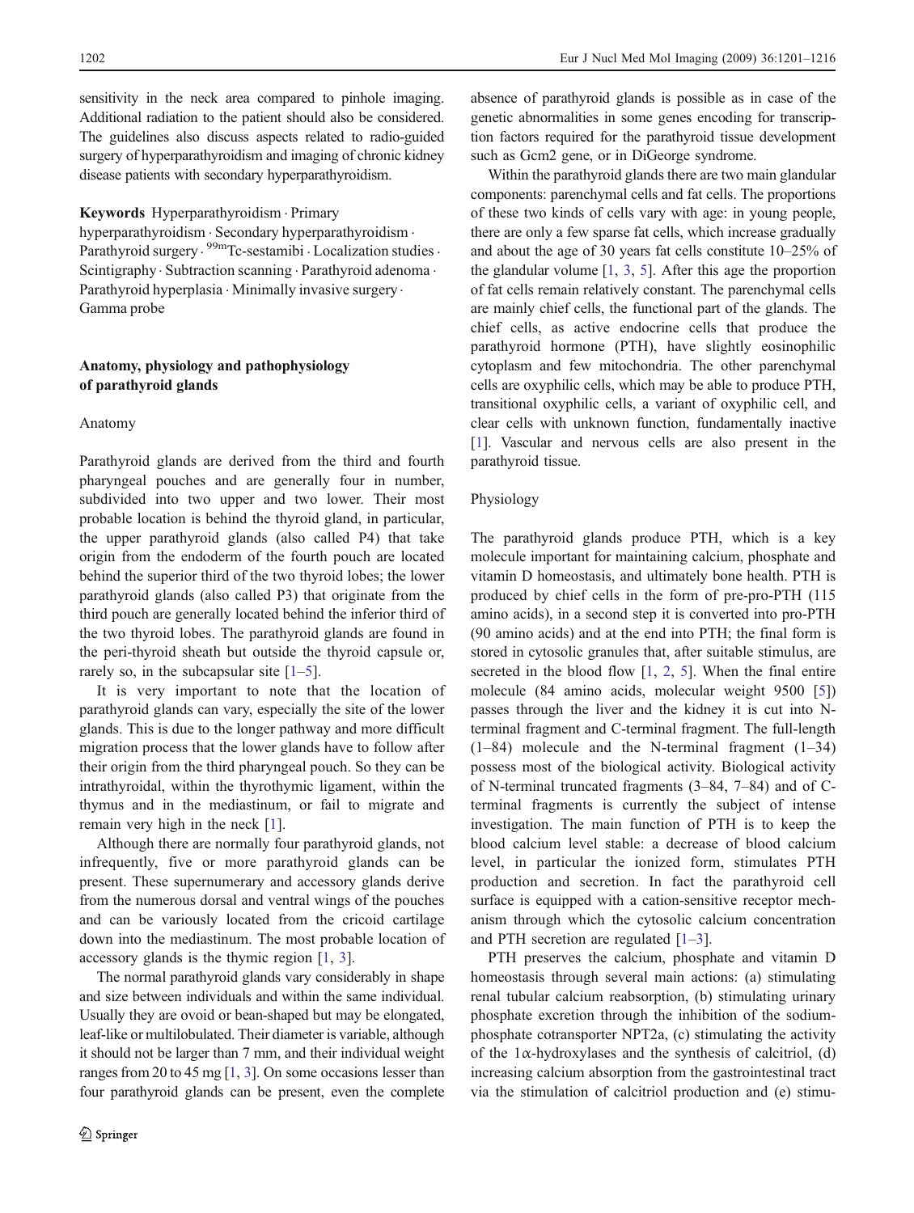sensitivity in the neck area compared to pinhole imaging. Additional radiation to the patient should also be considered. The guidelines also discuss aspects related to radio-guided surgery of hyperparathyroidism and imaging of chronic kidney disease patients with secondary hyperparathyroidism.

**Keywords** Hyperparathyroidism · Primary hyperparathyroidism · Secondary hyperparathyroidism · Parathyroid surgery · $^{99m}$Tc-sestamibi · Localization studies · Scintigraphy · Subtraction scanning · Parathyroid adenoma · Parathyroid hyperplasia · Minimally invasive surgery · Gamma probe

## Anatomy, physiology and pathophysiology of parathyroid glands

### Anatomy

Parathyroid glands are derived from the third and fourth pharyngeal pouches and are generally four in number, subdivided into two upper and two lower. Their most probable location is behind the thyroid gland, in particular, the upper parathyroid glands (also called P4) that take origin from the endoderm of the fourth pouch are located behind the superior third of the two thyroid lobes; the lower parathyroid glands (also called P3) that originate from the third pouch are generally located behind the inferior third of the two thyroid lobes. The parathyroid glands are found in the peri-thyroid sheath but outside the thyroid capsule or, rarely so, in the subcapsular site [1–5].

It is very important to note that the location of parathyroid glands can vary, especially the site of the lower glands. This is due to the longer pathway and more difficult migration process that the lower glands have to follow after their origin from the third pharyngeal pouch. So they can be intrathyroidal, within the thyrothymic ligament, within the thymus and in the mediastinum, or fail to migrate and remain very high in the neck [1].

Although there are normally four parathyroid glands, not infrequently, five or more parathyroid glands can be present. These supernumerary and accessory glands derive from the numerous dorsal and ventral wings of the pouches and can be variously located from the cricoid cartilage down into the mediastinum. The most probable location of accessory glands is the thymic region [1, 3].

The normal parathyroid glands vary considerably in shape and size between individuals and within the same individual. Usually they are ovoid or bean-shaped but may be elongated, leaf-like or multilobulated. Their diameter is variable, although it should not be larger than 7 mm, and their individual weight ranges from 20 to 45 mg [1, 3]. On some occasions lesser than four parathyroid glands can be present, even the complete absence of parathyroid glands is possible as in case of the genetic abnormalities in some genes encoding for transcription factors required for the parathyroid tissue development such as Gcm2 gene, or in DiGeorge syndrome.

Within the parathyroid glands there are two main glandular components: parenchymal cells and fat cells. The proportions of these two kinds of cells vary with age: in young people, there are only a few sparse fat cells, which increase gradually and about the age of 30 years fat cells constitute 10–25% of the glandular volume [1, 3, 5]. After this age the proportion of fat cells remain relatively constant. The parenchymal cells are mainly chief cells, the functional part of the glands. The chief cells, as active endocrine cells that produce the parathyroid hormone (PTH), have slightly eosinophilic cytoplasm and few mitochondria. The other parenchymal cells are oxyphilic cells, which may be able to produce PTH, transitional oxyphilic cells, a variant of oxyphilic cell, and clear cells with unknown function, fundamentally inactive [1]. Vascular and nervous cells are also present in the parathyroid tissue.

### Physiology

The parathyroid glands produce PTH, which is a key molecule important for maintaining calcium, phosphate and vitamin D homeostasis, and ultimately bone health. PTH is produced by chief cells in the form of pre-pro-PTH (115 amino acids), in a second step it is converted into pro-PTH (90 amino acids) and at the end into PTH; the final form is stored in cytosolic granules that, after suitable stimulus, are secreted in the blood flow [1, 2, 5]. When the final entire molecule (84 amino acids, molecular weight 9500 [5]) passes through the liver and the kidney it is cut into N-terminal fragment and C-terminal fragment. The full-length (1–84) molecule and the N-terminal fragment (1–34) possess most of the biological activity. Biological activity of N-terminal truncated fragments (3–84, 7–84) and of C-terminal fragments is currently the subject of intense investigation. The main function of PTH is to keep the blood calcium level stable: a decrease of blood calcium level, in particular the ionized form, stimulates PTH production and secretion. In fact the parathyroid cell surface is equipped with a cation-sensitive receptor mechanism through which the cytosolic calcium concentration and PTH secretion are regulated [1–3].

PTH preserves the calcium, phosphate and vitamin D homeostasis through several main actions: (a) stimulating renal tubular calcium reabsorption, (b) stimulating urinary phosphate excretion through the inhibition of the sodium-phosphate cotransporter NPT2a, (c) stimulating the activity of the 1α-hydroxylases and the synthesis of calcitriol, (d) increasing calcium absorption from the gastrointestinal tract via the stimulation of calcitriol production and (e) stimu-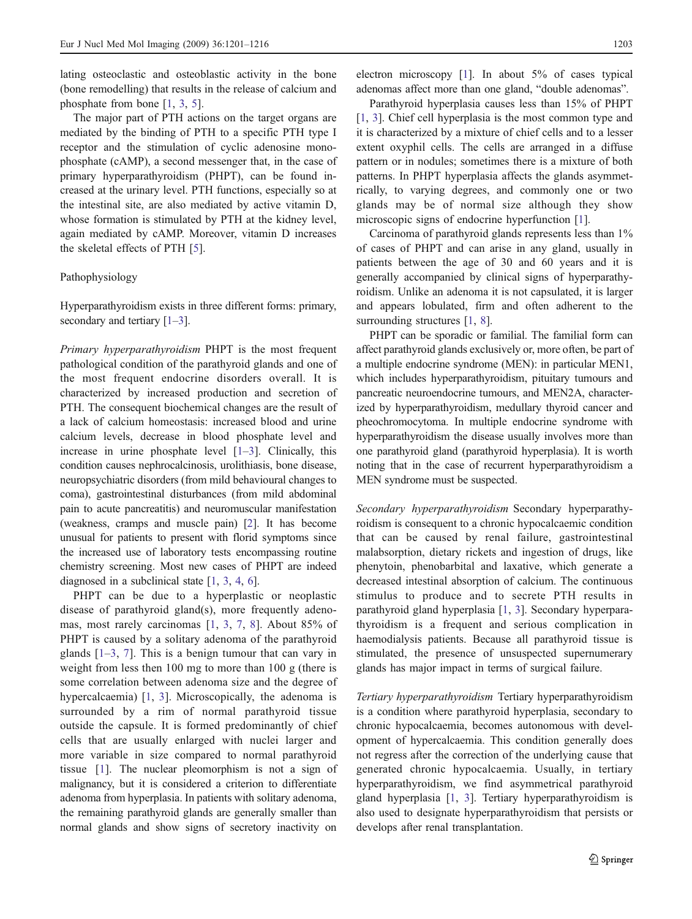lating osteoclastic and osteoblastic activity in the bone (bone remodelling) that results in the release of calcium and phosphate from bone [1, 3, 5].

The major part of PTH actions on the target organs are mediated by the binding of PTH to a specific PTH type I receptor and the stimulation of cyclic adenosine monophosphate (cAMP), a second messenger that, in the case of primary hyperparathyroidism (PHPT), can be found increased at the urinary level. PTH functions, especially so at the intestinal site, are also mediated by active vitamin D, whose formation is stimulated by PTH at the kidney level, again mediated by cAMP. Moreover, vitamin D increases the skeletal effects of PTH [5].

## Pathophysiology

Hyperparathyroidism exists in three different forms: primary, secondary and tertiary [1–3].

*Primary hyperparathyroidism* PHPT is the most frequent pathological condition of the parathyroid glands and one of the most frequent endocrine disorders overall. It is characterized by increased production and secretion of PTH. The consequent biochemical changes are the result of a lack of calcium homeostasis: increased blood and urine calcium levels, decrease in blood phosphate level and increase in urine phosphate level [1–3]. Clinically, this condition causes nephrocalcinosis, urolithiasis, bone disease, neuropsychiatric disorders (from mild behavioural changes to coma), gastrointestinal disturbances (from mild abdominal pain to acute pancreatitis) and neuromuscular manifestation (weakness, cramps and muscle pain) [2]. It has become unusual for patients to present with florid symptoms since the increased use of laboratory tests encompassing routine chemistry screening. Most new cases of PHPT are indeed diagnosed in a subclinical state [1, 3, 4, 6].

PHPT can be due to a hyperplastic or neoplastic disease of parathyroid gland(s), more frequently adenomas, most rarely carcinomas [1, 3, 7, 8]. About 85% of PHPT is caused by a solitary adenoma of the parathyroid glands [1–3, 7]. This is a benign tumour that can vary in weight from less then 100 mg to more than 100 g (there is some correlation between adenoma size and the degree of hypercalcaemia) [1, 3]. Microscopically, the adenoma is surrounded by a rim of normal parathyroid tissue outside the capsule. It is formed predominantly of chief cells that are usually enlarged with nuclei larger and more variable in size compared to normal parathyroid tissue [1]. The nuclear pleomorphism is not a sign of malignancy, but it is considered a criterion to differentiate adenoma from hyperplasia. In patients with solitary adenoma, the remaining parathyroid glands are generally smaller than normal glands and show signs of secretory inactivity on electron microscopy [1]. In about 5% of cases typical adenomas affect more than one gland, "double adenomas".

Parathyroid hyperplasia causes less than 15% of PHPT [1, 3]. Chief cell hyperplasia is the most common type and it is characterized by a mixture of chief cells and to a lesser extent oxyphil cells. The cells are arranged in a diffuse pattern or in nodules; sometimes there is a mixture of both patterns. In PHPT hyperplasia affects the glands asymmetrically, to varying degrees, and commonly one or two glands may be of normal size although they show microscopic signs of endocrine hyperfunction [1].

Carcinoma of parathyroid glands represents less than 1% of cases of PHPT and can arise in any gland, usually in patients between the age of 30 and 60 years and it is generally accompanied by clinical signs of hyperparathyroidism. Unlike an adenoma it is not capsulated, it is larger and appears lobulated, firm and often adherent to the surrounding structures [1, 8].

PHPT can be sporadic or familial. The familial form can affect parathyroid glands exclusively or, more often, be part of a multiple endocrine syndrome (MEN): in particular MEN1, which includes hyperparathyroidism, pituitary tumours and pancreatic neuroendocrine tumours, and MEN2A, characterized by hyperparathyroidism, medullary thyroid cancer and pheochromocytoma. In multiple endocrine syndrome with hyperparathyroidism the disease usually involves more than one parathyroid gland (parathyroid hyperplasia). It is worth noting that in the case of recurrent hyperparathyroidism a MEN syndrome must be suspected.

*Secondary hyperparathyroidism* Secondary hyperparathyroidism is consequent to a chronic hypocalcaemic condition that can be caused by renal failure, gastrointestinal malabsorption, dietary rickets and ingestion of drugs, like phenytoin, phenobarbital and laxative, which generate a decreased intestinal absorption of calcium. The continuous stimulus to produce and to secrete PTH results in parathyroid gland hyperplasia [1, 3]. Secondary hyperparathyroidism is a frequent and serious complication in haemodialysis patients. Because all parathyroid tissue is stimulated, the presence of unsuspected supernumerary glands has major impact in terms of surgical failure.

*Tertiary hyperparathyroidism* Tertiary hyperparathyroidism is a condition where parathyroid hyperplasia, secondary to chronic hypocalcaemia, becomes autonomous with development of hypercalcaemia. This condition generally does not regress after the correction of the underlying cause that generated chronic hypocalcaemia. Usually, in tertiary hyperparathyroidism, we find asymmetrical parathyroid gland hyperplasia [1, 3]. Tertiary hyperparathyroidism is also used to designate hyperparathyroidism that persists or develops after renal transplantation.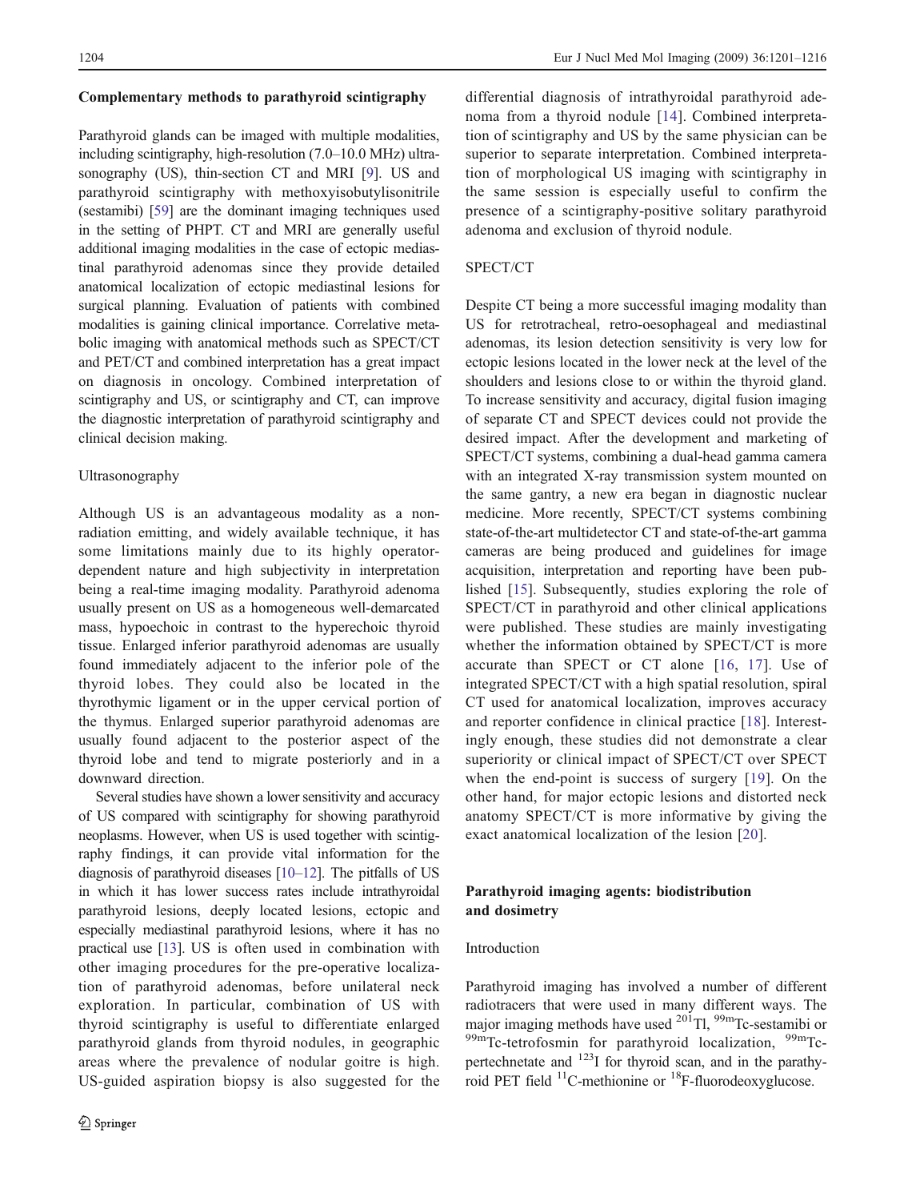## Complementary methods to parathyroid scintigraphy

Parathyroid glands can be imaged with multiple modalities, including scintigraphy, high-resolution (7.0–10.0 MHz) ultrasonography (US), thin-section CT and MRI [9]. US and parathyroid scintigraphy with methoxyisobutylisonitrile (sestamibi) [59] are the dominant imaging techniques used in the setting of PHPT. CT and MRI are generally useful additional imaging modalities in the case of ectopic mediastinal parathyroid adenomas since they provide detailed anatomical localization of ectopic mediastinal lesions for surgical planning. Evaluation of patients with combined modalities is gaining clinical importance. Correlative metabolic imaging with anatomical methods such as SPECT/CT and PET/CT and combined interpretation has a great impact on diagnosis in oncology. Combined interpretation of scintigraphy and US, or scintigraphy and CT, can improve the diagnostic interpretation of parathyroid scintigraphy and clinical decision making.

### Ultrasonography

Although US is an advantageous modality as a non-radiation emitting, and widely available technique, it has some limitations mainly due to its highly operator-dependent nature and high subjectivity in interpretation being a real-time imaging modality. Parathyroid adenoma usually present on US as a homogeneous well-demarcated mass, hypoechoic in contrast to the hyperechoic thyroid tissue. Enlarged inferior parathyroid adenomas are usually found immediately adjacent to the inferior pole of the thyroid lobes. They could also be located in the thyrothymic ligament or in the upper cervical portion of the thymus. Enlarged superior parathyroid adenomas are usually found adjacent to the posterior aspect of the thyroid lobe and tend to migrate posteriorly and in a downward direction.

Several studies have shown a lower sensitivity and accuracy of US compared with scintigraphy for showing parathyroid neoplasms. However, when US is used together with scintigraphy findings, it can provide vital information for the diagnosis of parathyroid diseases [10–12]. The pitfalls of US in which it has lower success rates include intrathyroidal parathyroid lesions, deeply located lesions, ectopic and especially mediastinal parathyroid lesions, where it has no practical use [13]. US is often used in combination with other imaging procedures for the pre-operative localization of parathyroid adenomas, before unilateral neck exploration. In particular, combination of US with thyroid scintigraphy is useful to differentiate enlarged parathyroid glands from thyroid nodules, in geographic areas where the prevalence of nodular goitre is high. US-guided aspiration biopsy is also suggested for the differential diagnosis of intrathyroidal parathyroid adenoma from a thyroid nodule [14]. Combined interpretation of scintigraphy and US by the same physician can be superior to separate interpretation. Combined interpretation of morphological US imaging with scintigraphy in the same session is especially useful to confirm the presence of a scintigraphy-positive solitary parathyroid adenoma and exclusion of thyroid nodule.

### SPECT/CT

Despite CT being a more successful imaging modality than US for retrotracheal, retro-oesophageal and mediastinal adenomas, its lesion detection sensitivity is very low for ectopic lesions located in the lower neck at the level of the shoulders and lesions close to or within the thyroid gland. To increase sensitivity and accuracy, digital fusion imaging of separate CT and SPECT devices could not provide the desired impact. After the development and marketing of SPECT/CT systems, combining a dual-head gamma camera with an integrated X-ray transmission system mounted on the same gantry, a new era began in diagnostic nuclear medicine. More recently, SPECT/CT systems combining state-of-the-art multidetector CT and state-of-the-art gamma cameras are being produced and guidelines for image acquisition, interpretation and reporting have been published [15]. Subsequently, studies exploring the role of SPECT/CT in parathyroid and other clinical applications were published. These studies are mainly investigating whether the information obtained by SPECT/CT is more accurate than SPECT or CT alone [16, 17]. Use of integrated SPECT/CT with a high spatial resolution, spiral CT used for anatomical localization, improves accuracy and reporter confidence in clinical practice [18]. Interestingly enough, these studies did not demonstrate a clear superiority or clinical impact of SPECT/CT over SPECT when the end-point is success of surgery [19]. On the other hand, for major ectopic lesions and distorted neck anatomy SPECT/CT is more informative by giving the exact anatomical localization of the lesion [20].

## Parathyroid imaging agents: biodistribution and dosimetry

### Introduction

Parathyroid imaging has involved a number of different radiotracers that were used in many different ways. The major imaging methods have used $^{201}$Tl, $^{99m}$Tc-sestamibi or $^{99m}$Tc-tetrofosmin for parathyroid localization, $^{99m}$Tc-pertechnetate and $^{123}$I for thyroid scan, and in the parathyroid PET field $^{11}$C-methionine or $^{18}$F-fluorodeoxyglucose.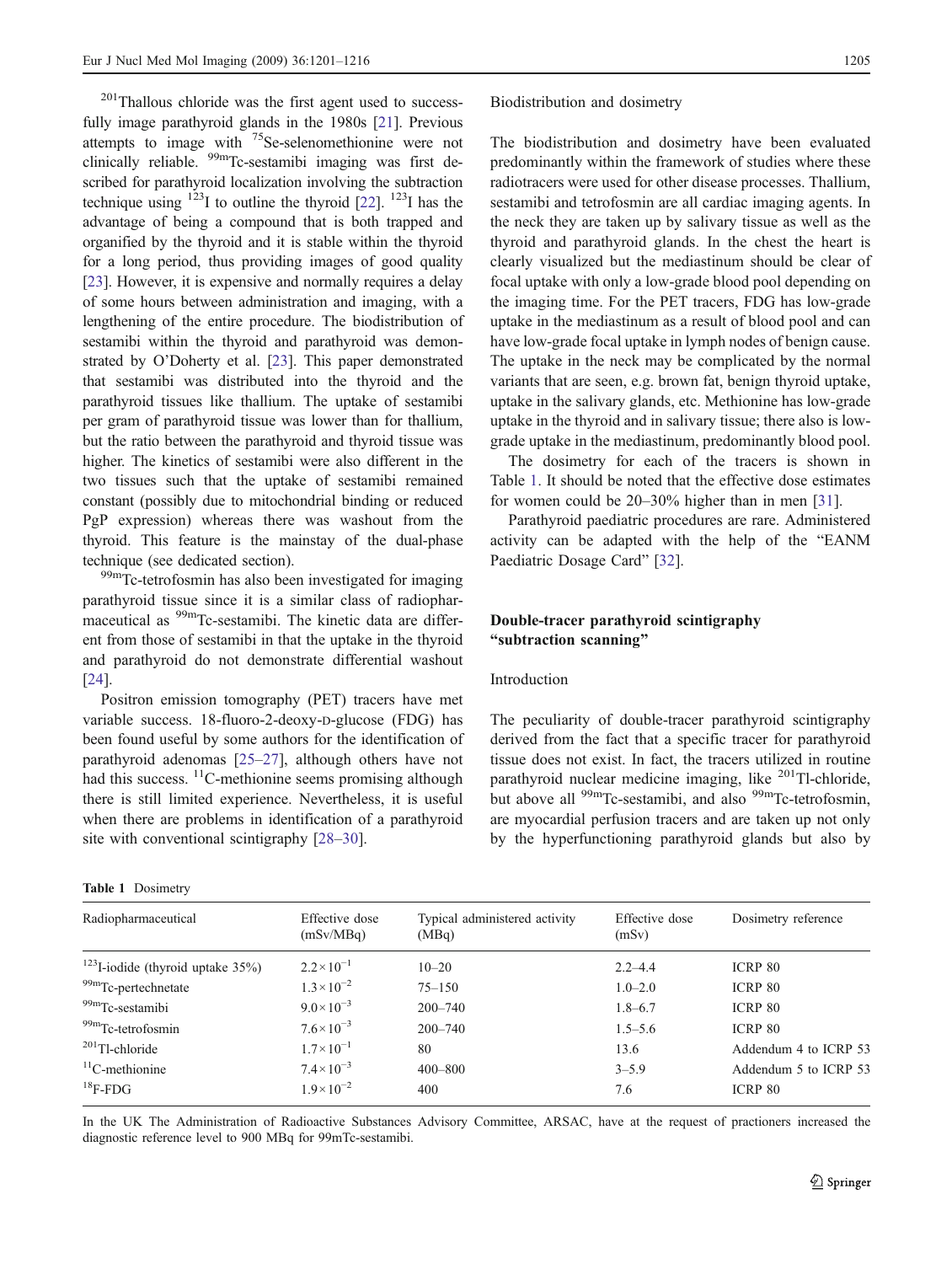$^{201}$Thallous chloride was the first agent used to successfully image parathyroid glands in the 1980s [21]. Previous attempts to image with $^{75}$Se-selenomethionine were not clinically reliable. $^{99m}$Tc-sestamibi imaging was first described for parathyroid localization involving the subtraction technique using $^{123}$I to outline the thyroid [22]. $^{123}$I has the advantage of being a compound that is both trapped and organified by the thyroid and it is stable within the thyroid for a long period, thus providing images of good quality [23]. However, it is expensive and normally requires a delay of some hours between administration and imaging, with a lengthening of the entire procedure. The biodistribution of sestamibi within the thyroid and parathyroid was demonstrated by O'Doherty et al. [23]. This paper demonstrated that sestamibi was distributed into the thyroid and the parathyroid tissues like thallium. The uptake of sestamibi per gram of parathyroid tissue was lower than for thallium, but the ratio between the parathyroid and thyroid tissue was higher. The kinetics of sestamibi were also different in the two tissues such that the uptake of sestamibi remained constant (possibly due to mitochondrial binding or reduced PgP expression) whereas there was washout from the thyroid. This feature is the mainstay of the dual-phase technique (see dedicated section).

$^{99m}$Tc-tetrofosmin has also been investigated for imaging parathyroid tissue since it is a similar class of radiopharmaceutical as $^{99m}$Tc-sestamibi. The kinetic data are different from those of sestamibi in that the uptake in the thyroid and parathyroid do not demonstrate differential washout [24].

Positron emission tomography (PET) tracers have met variable success. 18-fluoro-2-deoxy-D-glucose (FDG) has been found useful by some authors for the identification of parathyroid adenomas [25–27], although others have not had this success. $^{11}$C-methionine seems promising although there is still limited experience. Nevertheless, it is useful when there are problems in identification of a parathyroid site with conventional scintigraphy [28–30].

Table 1 Dosimetry

| Radiopharmaceutical | Effective dose (mSv/MBq) | Typical administered activity (MBq) | Effective dose (mSv) | Dosimetry reference |
|---|---|---|---|---|
| $^{123}$I-iodide (thyroid uptake 35%) | $2.2\times10^{-1}$ | 10–20 | 2.2–4.4 | ICRP 80 |
| $^{99m}$Tc-pertechnetate | $1.3\times10^{-2}$ | 75–150 | 1.0–2.0 | ICRP 80 |
| $^{99m}$Tc-sestamibi | $9.0\times10^{-3}$ | 200–740 | 1.8–6.7 | ICRP 80 |
| $^{99m}$Tc-tetrofosmin | $7.6\times10^{-3}$ | 200–740 | 1.5–5.6 | ICRP 80 |
| $^{201}$Tl-chloride | $1.7\times10^{-1}$ | 80 | 13.6 | Addendum 4 to ICRP 53 |
| $^{11}$C-methionine | $7.4\times10^{-3}$ | 400–800 | 3–5.9 | Addendum 5 to ICRP 53 |
| $^{18}$F-FDG | $1.9\times10^{-2}$ | 400 | 7.6 | ICRP 80 |

In the UK The Administration of Radioactive Substances Advisory Committee, ARSAC, have at the request of practioners increased the diagnostic reference level to 900 MBq for 99mTc-sestamibi.

Biodistribution and dosimetry

The biodistribution and dosimetry have been evaluated predominantly within the framework of studies where these radiotracers were used for other disease processes. Thallium, sestamibi and tetrofosmin are all cardiac imaging agents. In the neck they are taken up by salivary tissue as well as the thyroid and parathyroid glands. In the chest the heart is clearly visualized but the mediastinum should be clear of focal uptake with only a low-grade blood pool depending on the imaging time. For the PET tracers, FDG has low-grade uptake in the mediastinum as a result of blood pool and can have low-grade focal uptake in lymph nodes of benign cause. The uptake in the neck may be complicated by the normal variants that are seen, e.g. brown fat, benign thyroid uptake, uptake in the salivary glands, etc. Methionine has low-grade uptake in the thyroid and in salivary tissue; there also is low-grade uptake in the mediastinum, predominantly blood pool.

The dosimetry for each of the tracers is shown in Table 1. It should be noted that the effective dose estimates for women could be 20–30% higher than in men [31].

Parathyroid paediatric procedures are rare. Administered activity can be adapted with the help of the "EANM Paediatric Dosage Card" [32].

## Double-tracer parathyroid scintigraphy "subtraction scanning"

### Introduction

The peculiarity of double-tracer parathyroid scintigraphy derived from the fact that a specific tracer for parathyroid tissue does not exist. In fact, the tracers utilized in routine parathyroid nuclear medicine imaging, like $^{201}$Tl-chloride, but above all $^{99m}$Tc-sestamibi, and also $^{99m}$Tc-tetrofosmin, are myocardial perfusion tracers and are taken up not only by the hyperfunctioning parathyroid glands but also by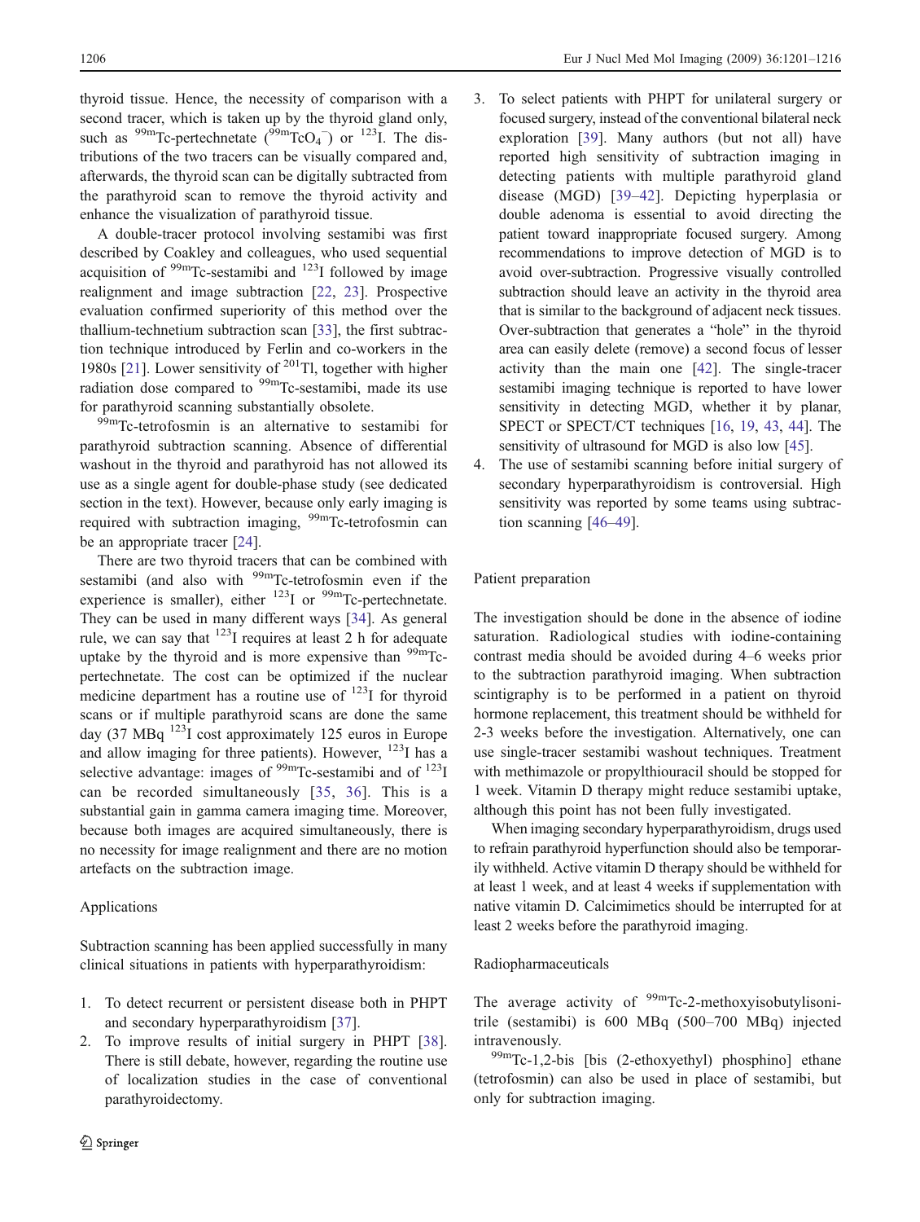thyroid tissue. Hence, the necessity of comparison with a second tracer, which is taken up by the thyroid gland only, such as $^{99m}$Tc-pertechnetate ($^{99m}TcO_4^-$) or $^{123}$I. The distributions of the two tracers can be visually compared and, afterwards, the thyroid scan can be digitally subtracted from the parathyroid scan to remove the thyroid activity and enhance the visualization of parathyroid tissue.

A double-tracer protocol involving sestamibi was first described by Coakley and colleagues, who used sequential acquisition of $^{99m}$Tc-sestamibi and $^{123}$I followed by image realignment and image subtraction [22, 23]. Prospective evaluation confirmed superiority of this method over the thallium-technetium subtraction scan [33], the first subtraction technique introduced by Ferlin and co-workers in the 1980s [21]. Lower sensitivity of $^{201}$Tl, together with higher radiation dose compared to $^{99m}$Tc-sestamibi, made its use for parathyroid scanning substantially obsolete.

$^{99m}$Tc-tetrofosmin is an alternative to sestamibi for parathyroid subtraction scanning. Absence of differential washout in the thyroid and parathyroid has not allowed its use as a single agent for double-phase study (see dedicated section in the text). However, because only early imaging is required with subtraction imaging, $^{99m}$Tc-tetrofosmin can be an appropriate tracer [24].

There are two thyroid tracers that can be combined with sestamibi (and also with $^{99m}$Tc-tetrofosmin even if the experience is smaller), either $^{123}$I or $^{99m}$Tc-pertechnetate. They can be used in many different ways [34]. As general rule, we can say that $^{123}$I requires at least 2 h for adequate uptake by the thyroid and is more expensive than $^{99m}$Tc-pertechnetate. The cost can be optimized if the nuclear medicine department has a routine use of $^{123}$I for thyroid scans or if multiple parathyroid scans are done the same day (37 MBq $^{123}$I cost approximately 125 euros in Europe and allow imaging for three patients). However, $^{123}$I has a selective advantage: images of $^{99m}$Tc-sestamibi and of $^{123}$I can be recorded simultaneously [35, 36]. This is a substantial gain in gamma camera imaging time. Moreover, because both images are acquired simultaneously, there is no necessity for image realignment and there are no motion artefacts on the subtraction image.

### Applications

Subtraction scanning has been applied successfully in many clinical situations in patients with hyperparathyroidism:

1. To detect recurrent or persistent disease both in PHPT and secondary hyperparathyroidism [37].
2. To improve results of initial surgery in PHPT [38]. There is still debate, however, regarding the routine use of localization studies in the case of conventional parathyroidectomy.
3. To select patients with PHPT for unilateral surgery or focused surgery, instead of the conventional bilateral neck exploration [39]. Many authors (but not all) have reported high sensitivity of subtraction imaging in detecting patients with multiple parathyroid gland disease (MGD) [39–42]. Depicting hyperplasia or double adenoma is essential to avoid directing the patient toward inappropriate focused surgery. Among recommendations to improve detection of MGD is to avoid over-subtraction. Progressive visually controlled subtraction should leave an activity in the thyroid area that is similar to the background of adjacent neck tissues. Over-subtraction that generates a "hole" in the thyroid area can easily delete (remove) a second focus of lesser activity than the main one [42]. The single-tracer sestamibi imaging technique is reported to have lower sensitivity in detecting MGD, whether it by planar, SPECT or SPECT/CT techniques [16, 19, 43, 44]. The sensitivity of ultrasound for MGD is also low [45].
4. The use of sestamibi scanning before initial surgery of secondary hyperparathyroidism is controversial. High sensitivity was reported by some teams using subtraction scanning [46–49].

### Patient preparation

The investigation should be done in the absence of iodine saturation. Radiological studies with iodine-containing contrast media should be avoided during 4–6 weeks prior to the subtraction parathyroid imaging. When subtraction scintigraphy is to be performed in a patient on thyroid hormone replacement, this treatment should be withheld for 2-3 weeks before the investigation. Alternatively, one can use single-tracer sestamibi washout techniques. Treatment with methimazole or propylthiouracil should be stopped for 1 week. Vitamin D therapy might reduce sestamibi uptake, although this point has not been fully investigated.

When imaging secondary hyperparathyroidism, drugs used to refrain parathyroid hyperfunction should also be temporarily withheld. Active vitamin D therapy should be withheld for at least 1 week, and at least 4 weeks if supplementation with native vitamin D. Calcimimetics should be interrupted for at least 2 weeks before the parathyroid imaging.

### Radiopharmaceuticals

The average activity of $^{99m}$Tc-2-methoxyisobutylisonitrile (sestamibi) is 600 MBq (500–700 MBq) injected intravenously.

$^{99m}$Tc-1,2-bis [bis (2-ethoxyethyl) phosphino] ethane (tetrofosmin) can also be used in place of sestamibi, but only for subtraction imaging.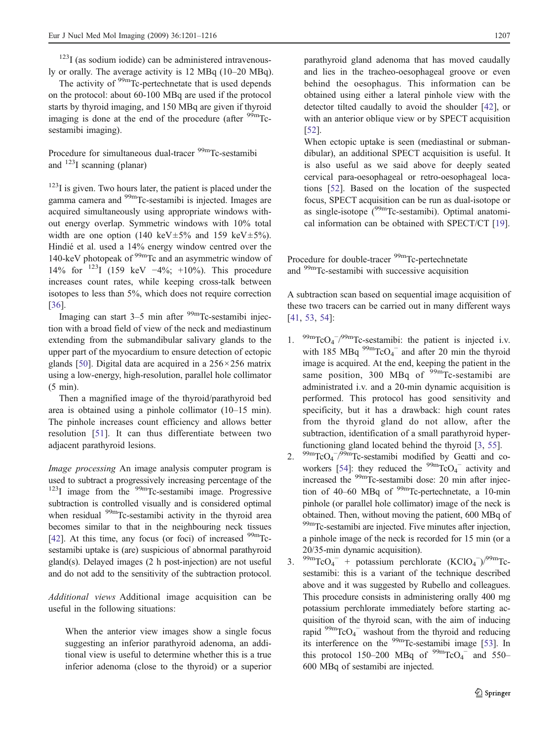$^{123}$I (as sodium iodide) can be administered intravenously or orally. The average activity is 12 MBq (10–20 MBq).

The activity of $^{99m}$Tc-pertechnetate that is used depends on the protocol: about 60-100 MBq are used if the protocol starts by thyroid imaging, and 150 MBq are given if thyroid imaging is done at the end of the procedure (after $^{99m}$Tc-sestamibi imaging).

Procedure for simultaneous dual-tracer $^{99m}$Tc-sestamibi and $^{123}$I scanning (planar)

$^{123}$I is given. Two hours later, the patient is placed under the gamma camera and $^{99m}$Tc-sestamibi is injected. Images are acquired simultaneously using appropriate windows without energy overlap. Symmetric windows with 10% total width are one option (140 keV±5% and 159 keV±5%). Hindié et al. used a 14% energy window centred over the 140-keV photopeak of $^{99m}$Tc and an asymmetric window of 14% for $^{123}$I (159 keV −4%; +10%). This procedure increases count rates, while keeping cross-talk between isotopes to less than 5%, which does not require correction [36].

Imaging can start 3–5 min after $^{99m}$Tc-sestamibi injection with a broad field of view of the neck and mediastinum extending from the submandibular salivary glands to the upper part of the myocardium to ensure detection of ectopic glands [50]. Digital data are acquired in a 256×256 matrix using a low-energy, high-resolution, parallel hole collimator (5 min).

Then a magnified image of the thyroid/parathyroid bed area is obtained using a pinhole collimator (10–15 min). The pinhole increases count efficiency and allows better resolution [51]. It can thus differentiate between two adjacent parathyroid lesions.

*Image processing* An image analysis computer program is used to subtract a progressively increasing percentage of the $^{123}$I image from the $^{99m}$Tc-sestamibi image. Progressive subtraction is controlled visually and is considered optimal when residual $^{99m}$Tc-sestamibi activity in the thyroid area becomes similar to that in the neighbouring neck tissues [42]. At this time, any focus (or foci) of increased $^{99m}$Tc-sestamibi uptake is (are) suspicious of abnormal parathyroid gland(s). Delayed images (2 h post-injection) are not useful and do not add to the sensitivity of the subtraction protocol.

*Additional views* Additional image acquisition can be useful in the following situations:

When the anterior view images show a single focus suggesting an inferior parathyroid adenoma, an additional view is useful to determine whether this is a true inferior adenoma (close to the thyroid) or a superior parathyroid gland adenoma that has moved caudally and lies in the tracheo-oesophageal groove or even behind the oesophagus. This information can be obtained using either a lateral pinhole view with the detector tilted caudally to avoid the shoulder [42], or with an anterior oblique view or by SPECT acquisition [52].

When ectopic uptake is seen (mediastinal or submandibular), an additional SPECT acquisition is useful. It is also useful as we said above for deeply seated cervical para-oesophageal or retro-oesophageal locations [52]. Based on the location of the suspected focus, SPECT acquisition can be run as dual-isotope or as single-isotope ($^{99m}$Tc-sestamibi). Optimal anatomical information can be obtained with SPECT/CT [19].

Procedure for double-tracer $^{99m}$Tc-pertechnetate and $^{99m}$Tc-sestamibi with successive acquisition

A subtraction scan based on sequential image acquisition of these two tracers can be carried out in many different ways [41, 53, 54]:

1. $^{99m}TcO_4^-$/$^{99m}$Tc-sestamibi: the patient is injected i.v. with 185 MBq $^{99m}TcO_4^-$ and after 20 min the thyroid image is acquired. At the end, keeping the patient in the same position, 300 MBq of $^{99m}$Tc-sestamibi are administrated i.v. and a 20-min dynamic acquisition is performed. This protocol has good sensitivity and specificity, but it has a drawback: high count rates from the thyroid gland do not allow, after the subtraction, identification of a small parathyroid hyperfunctioning gland located behind the thyroid [3, 55].
2. $^{99m}TcO_4^-$/$^{99m}$Tc-sestamibi modified by Geatti and coworkers [54]: they reduced the $^{99m}TcO_4^-$ activity and increased the $^{99m}$Tc-sestamibi dose: 20 min after injection of 40–60 MBq of $^{99m}$Tc-pertechnetate, a 10-min pinhole (or parallel hole collimator) image of the neck is obtained. Then, without moving the patient, 600 MBq of $^{99m}$Tc-sestamibi are injected. Five minutes after injection, a pinhole image of the neck is recorded for 15 min (or a 20/35-min dynamic acquisition).
3. $^{99m}TcO_4^-$ + potassium perchlorate ($KClO_4^-$)/$^{99m}$Tc-sestamibi: this is a variant of the technique described above and it was suggested by Rubello and colleagues. This procedure consists in administering orally 400 mg potassium perchlorate immediately before starting acquisition of the thyroid scan, with the aim of inducing rapid $^{99m}TcO_4^-$ washout from the thyroid and reducing its interference on the $^{99m}$Tc-sestamibi image [53]. In this protocol 150–200 MBq of $^{99m}TcO_4^-$ and 550–600 MBq of sestamibi are injected.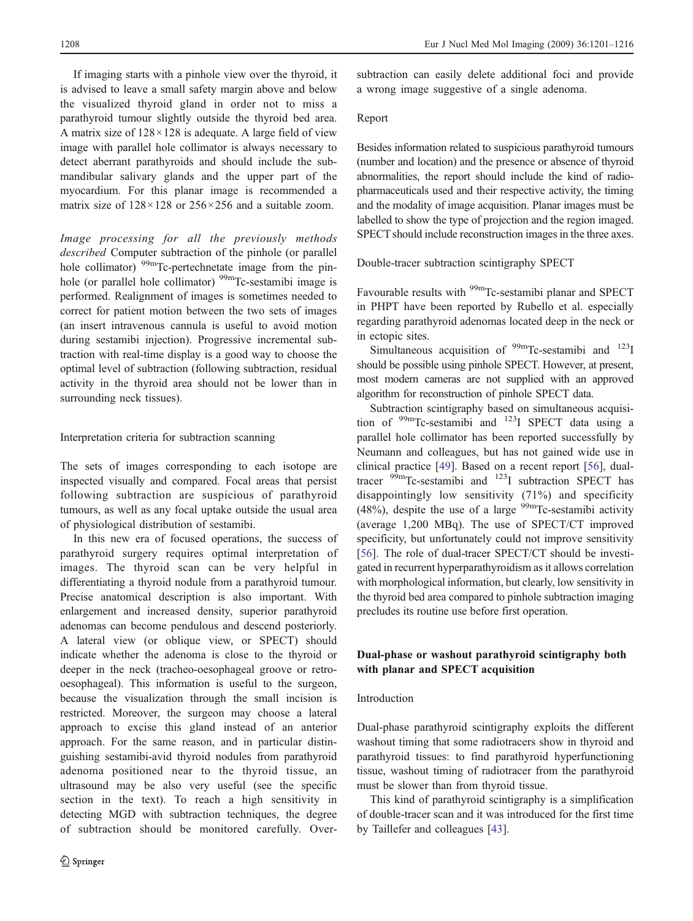If imaging starts with a pinhole view over the thyroid, it is advised to leave a small safety margin above and below the visualized thyroid gland in order not to miss a parathyroid tumour slightly outside the thyroid bed area. A matrix size of $128\times128$ is adequate. A large field of view image with parallel hole collimator is always necessary to detect aberrant parathyroids and should include the submandibular salivary glands and the upper part of the myocardium. For this planar image is recommended a matrix size of $128\times128$ or $256\times256$ and a suitable zoom.

*Image processing for all the previously methods described* Computer subtraction of the pinhole (or parallel hole collimator) $^{99m}$Tc-pertechnetate image from the pinhole (or parallel hole collimator) $^{99m}$Tc-sestamibi image is performed. Realignment of images is sometimes needed to correct for patient motion between the two sets of images (an insert intravenous cannula is useful to avoid motion during sestamibi injection). Progressive incremental subtraction with real-time display is a good way to choose the optimal level of subtraction (following subtraction, residual activity in the thyroid area should not be lower than in surrounding neck tissues).

### Interpretation criteria for subtraction scanning

The sets of images corresponding to each isotope are inspected visually and compared. Focal areas that persist following subtraction are suspicious of parathyroid tumours, as well as any focal uptake outside the usual area of physiological distribution of sestamibi.

In this new era of focused operations, the success of parathyroid surgery requires optimal interpretation of images. The thyroid scan can be very helpful in differentiating a thyroid nodule from a parathyroid tumour. Precise anatomical description is also important. With enlargement and increased density, superior parathyroid adenomas can become pendulous and descend posteriorly. A lateral view (or oblique view, or SPECT) should indicate whether the adenoma is close to the thyroid or deeper in the neck (tracheo-oesophageal groove or retro-oesophageal). This information is useful to the surgeon, because the visualization through the small incision is restricted. Moreover, the surgeon may choose a lateral approach to excise this gland instead of an anterior approach. For the same reason, and in particular distinguishing sestamibi-avid thyroid nodules from parathyroid adenoma positioned near to the thyroid tissue, an ultrasound may be also very useful (see the specific section in the text). To reach a high sensitivity in detecting MGD with subtraction techniques, the degree of subtraction should be monitored carefully. Over-subtraction can easily delete additional foci and provide a wrong image suggestive of a single adenoma.

### Report

Besides information related to suspicious parathyroid tumours (number and location) and the presence or absence of thyroid abnormalities, the report should include the kind of radiopharmaceuticals used and their respective activity, the timing and the modality of image acquisition. Planar images must be labelled to show the type of projection and the region imaged. SPECT should include reconstruction images in the three axes.

### Double-tracer subtraction scintigraphy SPECT

Favourable results with $^{99m}$Tc-sestamibi planar and SPECT in PHPT have been reported by Rubello et al. especially regarding parathyroid adenomas located deep in the neck or in ectopic sites.

Simultaneous acquisition of $^{99m}$Tc-sestamibi and $^{123}$I should be possible using pinhole SPECT. However, at present, most modern cameras are not supplied with an approved algorithm for reconstruction of pinhole SPECT data.

Subtraction scintigraphy based on simultaneous acquisition of $^{99m}$Tc-sestamibi and $^{123}$I SPECT data using a parallel hole collimator has been reported successfully by Neumann and colleagues, but has not gained wide use in clinical practice [49]. Based on a recent report [56], dual-tracer $^{99m}$Tc-sestamibi and $^{123}$I subtraction SPECT has disappointingly low sensitivity (71%) and specificity (48%), despite the use of a large $^{99m}$Tc-sestamibi activity (average 1,200 MBq). The use of SPECT/CT improved specificity, but unfortunately could not improve sensitivity [56]. The role of dual-tracer SPECT/CT should be investigated in recurrent hyperparathyroidism as it allows correlation with morphological information, but clearly, low sensitivity in the thyroid bed area compared to pinhole subtraction imaging precludes its routine use before first operation.

## Dual-phase or washout parathyroid scintigraphy both with planar and SPECT acquisition

### Introduction

Dual-phase parathyroid scintigraphy exploits the different washout timing that some radiotracers show in thyroid and parathyroid tissues: to find parathyroid hyperfunctioning tissue, washout timing of radiotracer from the parathyroid must be slower than from thyroid tissue.

This kind of parathyroid scintigraphy is a simplification of double-tracer scan and it was introduced for the first time by Taillefer and colleagues [43].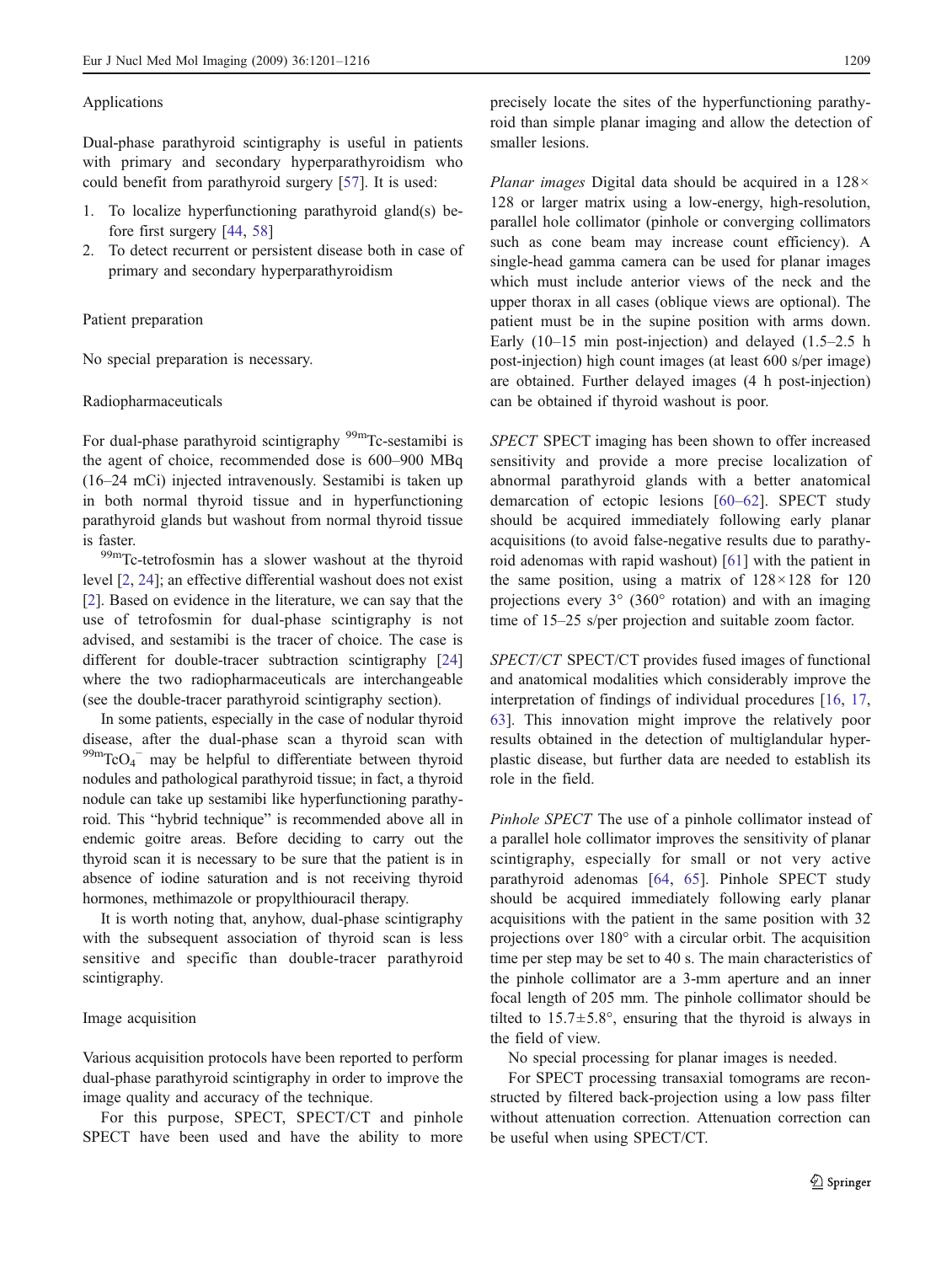### Applications

Dual-phase parathyroid scintigraphy is useful in patients with primary and secondary hyperparathyroidism who could benefit from parathyroid surgery [57]. It is used:

1. To localize hyperfunctioning parathyroid gland(s) before first surgery [44, 58]
2. To detect recurrent or persistent disease both in case of primary and secondary hyperparathyroidism

### Patient preparation

No special preparation is necessary.

### Radiopharmaceuticals

For dual-phase parathyroid scintigraphy $^{99m}$Tc-sestamibi is the agent of choice, recommended dose is 600–900 MBq (16–24 mCi) injected intravenously. Sestamibi is taken up in both normal thyroid tissue and in hyperfunctioning parathyroid glands but washout from normal thyroid tissue is faster.

$^{99m}$Tc-tetrofosmin has a slower washout at the thyroid level [2, 24]; an effective differential washout does not exist [2]. Based on evidence in the literature, we can say that the use of tetrofosmin for dual-phase scintigraphy is not advised, and sestamibi is the tracer of choice. The case is different for double-tracer subtraction scintigraphy [24] where the two radiopharmaceuticals are interchangeable (see the double-tracer parathyroid scintigraphy section).

In some patients, especially in the case of nodular thyroid disease, after the dual-phase scan a thyroid scan with $^{99m}TcO_4^-$ may be helpful to differentiate between thyroid nodules and pathological parathyroid tissue; in fact, a thyroid nodule can take up sestamibi like hyperfunctioning parathyroid. This "hybrid technique" is recommended above all in endemic goitre areas. Before deciding to carry out the thyroid scan it is necessary to be sure that the patient is in absence of iodine saturation and is not receiving thyroid hormones, methimazole or propylthiouracil therapy.

It is worth noting that, anyhow, dual-phase scintigraphy with the subsequent association of thyroid scan is less sensitive and specific than double-tracer parathyroid scintigraphy.

### Image acquisition

Various acquisition protocols have been reported to perform dual-phase parathyroid scintigraphy in order to improve the image quality and accuracy of the technique.

For this purpose, SPECT, SPECT/CT and pinhole SPECT have been used and have the ability to more precisely locate the sites of the hyperfunctioning parathyroid than simple planar imaging and allow the detection of smaller lesions.

*Planar images* Digital data should be acquired in a 128×128 or larger matrix using a low-energy, high-resolution, parallel hole collimator (pinhole or converging collimators such as cone beam may increase count efficiency). A single-head gamma camera can be used for planar images which must include anterior views of the neck and the upper thorax in all cases (oblique views are optional). The patient must be in the supine position with arms down. Early (10–15 min post-injection) and delayed (1.5–2.5 h post-injection) high count images (at least 600 s/per image) are obtained. Further delayed images (4 h post-injection) can be obtained if thyroid washout is poor.

*SPECT* SPECT imaging has been shown to offer increased sensitivity and provide a more precise localization of abnormal parathyroid glands with a better anatomical demarcation of ectopic lesions [60–62]. SPECT study should be acquired immediately following early planar acquisitions (to avoid false-negative results due to parathyroid adenomas with rapid washout) [61] with the patient in the same position, using a matrix of 128×128 for 120 projections every 3° (360° rotation) and with an imaging time of 15–25 s/per projection and suitable zoom factor.

*SPECT/CT* SPECT/CT provides fused images of functional and anatomical modalities which considerably improve the interpretation of findings of individual procedures [16, 17, 63]. This innovation might improve the relatively poor results obtained in the detection of multiglandular hyperplastic disease, but further data are needed to establish its role in the field.

*Pinhole SPECT* The use of a pinhole collimator instead of a parallel hole collimator improves the sensitivity of planar scintigraphy, especially for small or not very active parathyroid adenomas [64, 65]. Pinhole SPECT study should be acquired immediately following early planar acquisitions with the patient in the same position with 32 projections over 180° with a circular orbit. The acquisition time per step may be set to 40 s. The main characteristics of the pinhole collimator are a 3-mm aperture and an inner focal length of 205 mm. The pinhole collimator should be tilted to 15.7±5.8°, ensuring that the thyroid is always in the field of view.

No special processing for planar images is needed.

For SPECT processing transaxial tomograms are reconstructed by filtered back-projection using a low pass filter without attenuation correction. Attenuation correction can be useful when using SPECT/CT.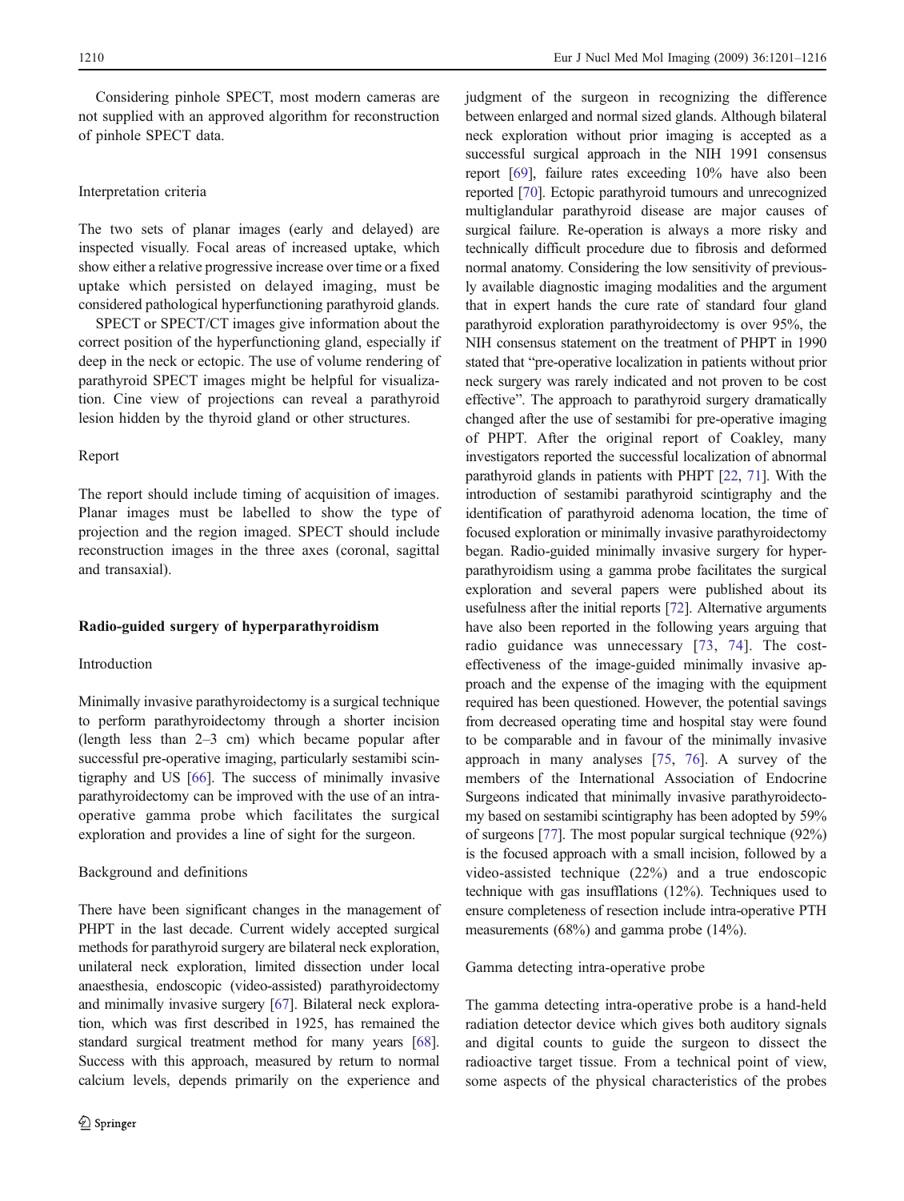Considering pinhole SPECT, most modern cameras are not supplied with an approved algorithm for reconstruction of pinhole SPECT data.

### Interpretation criteria

The two sets of planar images (early and delayed) are inspected visually. Focal areas of increased uptake, which show either a relative progressive increase over time or a fixed uptake which persisted on delayed imaging, must be considered pathological hyperfunctioning parathyroid glands.

SPECT or SPECT/CT images give information about the correct position of the hyperfunctioning gland, especially if deep in the neck or ectopic. The use of volume rendering of parathyroid SPECT images might be helpful for visualization. Cine view of projections can reveal a parathyroid lesion hidden by the thyroid gland or other structures.

### Report

The report should include timing of acquisition of images. Planar images must be labelled to show the type of projection and the region imaged. SPECT should include reconstruction images in the three axes (coronal, sagittal and transaxial).

## Radio-guided surgery of hyperparathyroidism

### Introduction

Minimally invasive parathyroidectomy is a surgical technique to perform parathyroidectomy through a shorter incision (length less than 2–3 cm) which became popular after successful pre-operative imaging, particularly sestamibi scintigraphy and US [66]. The success of minimally invasive parathyroidectomy can be improved with the use of an intra-operative gamma probe which facilitates the surgical exploration and provides a line of sight for the surgeon.

### Background and definitions

There have been significant changes in the management of PHPT in the last decade. Current widely accepted surgical methods for parathyroid surgery are bilateral neck exploration, unilateral neck exploration, limited dissection under local anaesthesia, endoscopic (video-assisted) parathyroidectomy and minimally invasive surgery [67]. Bilateral neck exploration, which was first described in 1925, has remained the standard surgical treatment method for many years [68]. Success with this approach, measured by return to normal calcium levels, depends primarily on the experience and judgment of the surgeon in recognizing the difference between enlarged and normal sized glands. Although bilateral neck exploration without prior imaging is accepted as a successful surgical approach in the NIH 1991 consensus report [69], failure rates exceeding 10% have also been reported [70]. Ectopic parathyroid tumours and unrecognized multiglandular parathyroid disease are major causes of surgical failure. Re-operation is always a more risky and technically difficult procedure due to fibrosis and deformed normal anatomy. Considering the low sensitivity of previously available diagnostic imaging modalities and the argument that in expert hands the cure rate of standard four gland parathyroid exploration parathyroidectomy is over 95%, the NIH consensus statement on the treatment of PHPT in 1990 stated that "pre-operative localization in patients without prior neck surgery was rarely indicated and not proven to be cost effective". The approach to parathyroid surgery dramatically changed after the use of sestamibi for pre-operative imaging of PHPT. After the original report of Coakley, many investigators reported the successful localization of abnormal parathyroid glands in patients with PHPT [22, 71]. With the introduction of sestamibi parathyroid scintigraphy and the identification of parathyroid adenoma location, the time of focused exploration or minimally invasive parathyroidectomy began. Radio-guided minimally invasive surgery for hyperparathyroidism using a gamma probe facilitates the surgical exploration and several papers were published about its usefulness after the initial reports [72]. Alternative arguments have also been reported in the following years arguing that radio guidance was unnecessary [73, 74]. The cost-effectiveness of the image-guided minimally invasive approach and the expense of the imaging with the equipment required has been questioned. However, the potential savings from decreased operating time and hospital stay were found to be comparable and in favour of the minimally invasive approach in many analyses [75, 76]. A survey of the members of the International Association of Endocrine Surgeons indicated that minimally invasive parathyroidectomy based on sestamibi scintigraphy has been adopted by 59% of surgeons [77]. The most popular surgical technique (92%) is the focused approach with a small incision, followed by a video-assisted technique (22%) and a true endoscopic technique with gas insufflations (12%). Techniques used to ensure completeness of resection include intra-operative PTH measurements (68%) and gamma probe (14%).

### Gamma detecting intra-operative probe

The gamma detecting intra-operative probe is a hand-held radiation detector device which gives both auditory signals and digital counts to guide the surgeon to dissect the radioactive target tissue. From a technical point of view, some aspects of the physical characteristics of the probes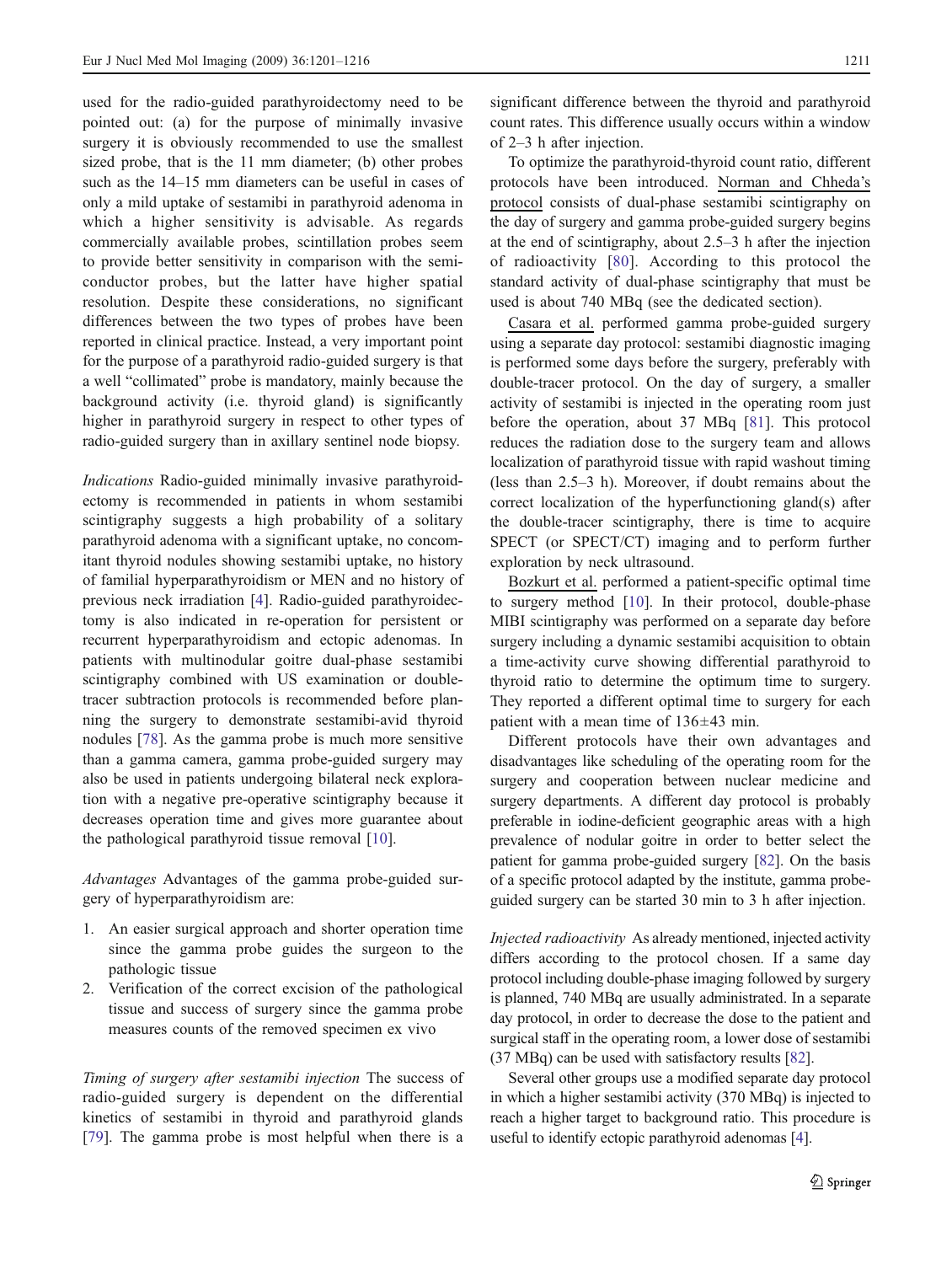used for the radio-guided parathyroidectomy need to be pointed out: (a) for the purpose of minimally invasive surgery it is obviously recommended to use the smallest sized probe, that is the 11 mm diameter; (b) other probes such as the 14–15 mm diameters can be useful in cases of only a mild uptake of sestamibi in parathyroid adenoma in which a higher sensitivity is advisable. As regards commercially available probes, scintillation probes seem to provide better sensitivity in comparison with the semiconductor probes, but the latter have higher spatial resolution. Despite these considerations, no significant differences between the two types of probes have been reported in clinical practice. Instead, a very important point for the purpose of a parathyroid radio-guided surgery is that a well "collimated" probe is mandatory, mainly because the background activity (i.e. thyroid gland) is significantly higher in parathyroid surgery in respect to other types of radio-guided surgery than in axillary sentinel node biopsy.

*Indications* Radio-guided minimally invasive parathyroidectomy is recommended in patients in whom sestamibi scintigraphy suggests a high probability of a solitary parathyroid adenoma with a significant uptake, no concomitant thyroid nodules showing sestamibi uptake, no history of familial hyperparathyroidism or MEN and no history of previous neck irradiation [4]. Radio-guided parathyroidectomy is also indicated in re-operation for persistent or recurrent hyperparathyroidism and ectopic adenomas. In patients with multinodular goitre dual-phase sestamibi scintigraphy combined with US examination or double-tracer subtraction protocols is recommended before planning the surgery to demonstrate sestamibi-avid thyroid nodules [78]. As the gamma probe is much more sensitive than a gamma camera, gamma probe-guided surgery may also be used in patients undergoing bilateral neck exploration with a negative pre-operative scintigraphy because it decreases operation time and gives more guarantee about the pathological parathyroid tissue removal [10].

*Advantages* Advantages of the gamma probe-guided surgery of hyperparathyroidism are:

1. An easier surgical approach and shorter operation time since the gamma probe guides the surgeon to the pathologic tissue
2. Verification of the correct excision of the pathological tissue and success of surgery since the gamma probe measures counts of the removed specimen ex vivo

*Timing of surgery after sestamibi injection* The success of radio-guided surgery is dependent on the differential kinetics of sestamibi in thyroid and parathyroid glands [79]. The gamma probe is most helpful when there is a significant difference between the thyroid and parathyroid count rates. This difference usually occurs within a window of 2–3 h after injection.

To optimize the parathyroid-thyroid count ratio, different protocols have been introduced. Norman and Chheda's protocol consists of dual-phase sestamibi scintigraphy on the day of surgery and gamma probe-guided surgery begins at the end of scintigraphy, about 2.5–3 h after the injection of radioactivity [80]. According to this protocol the standard activity of dual-phase scintigraphy that must be used is about 740 MBq (see the dedicated section).

Casara et al. performed gamma probe-guided surgery using a separate day protocol: sestamibi diagnostic imaging is performed some days before the surgery, preferably with double-tracer protocol. On the day of surgery, a smaller activity of sestamibi is injected in the operating room just before the operation, about 37 MBq [81]. This protocol reduces the radiation dose to the surgery team and allows localization of parathyroid tissue with rapid washout timing (less than 2.5–3 h). Moreover, if doubt remains about the correct localization of the hyperfunctioning gland(s) after the double-tracer scintigraphy, there is time to acquire SPECT (or SPECT/CT) imaging and to perform further exploration by neck ultrasound.

Bozkurt et al. performed a patient-specific optimal time to surgery method [10]. In their protocol, double-phase MIBI scintigraphy was performed on a separate day before surgery including a dynamic sestamibi acquisition to obtain a time-activity curve showing differential parathyroid to thyroid ratio to determine the optimum time to surgery. They reported a different optimal time to surgery for each patient with a mean time of 136±43 min.

Different protocols have their own advantages and disadvantages like scheduling of the operating room for the surgery and cooperation between nuclear medicine and surgery departments. A different day protocol is probably preferable in iodine-deficient geographic areas with a high prevalence of nodular goitre in order to better select the patient for gamma probe-guided surgery [82]. On the basis of a specific protocol adapted by the institute, gamma probe-guided surgery can be started 30 min to 3 h after injection.

*Injected radioactivity* As already mentioned, injected activity differs according to the protocol chosen. If a same day protocol including double-phase imaging followed by surgery is planned, 740 MBq are usually administrated. In a separate day protocol, in order to decrease the dose to the patient and surgical staff in the operating room, a lower dose of sestamibi (37 MBq) can be used with satisfactory results [82].

Several other groups use a modified separate day protocol in which a higher sestamibi activity (370 MBq) is injected to reach a higher target to background ratio. This procedure is useful to identify ectopic parathyroid adenomas [4].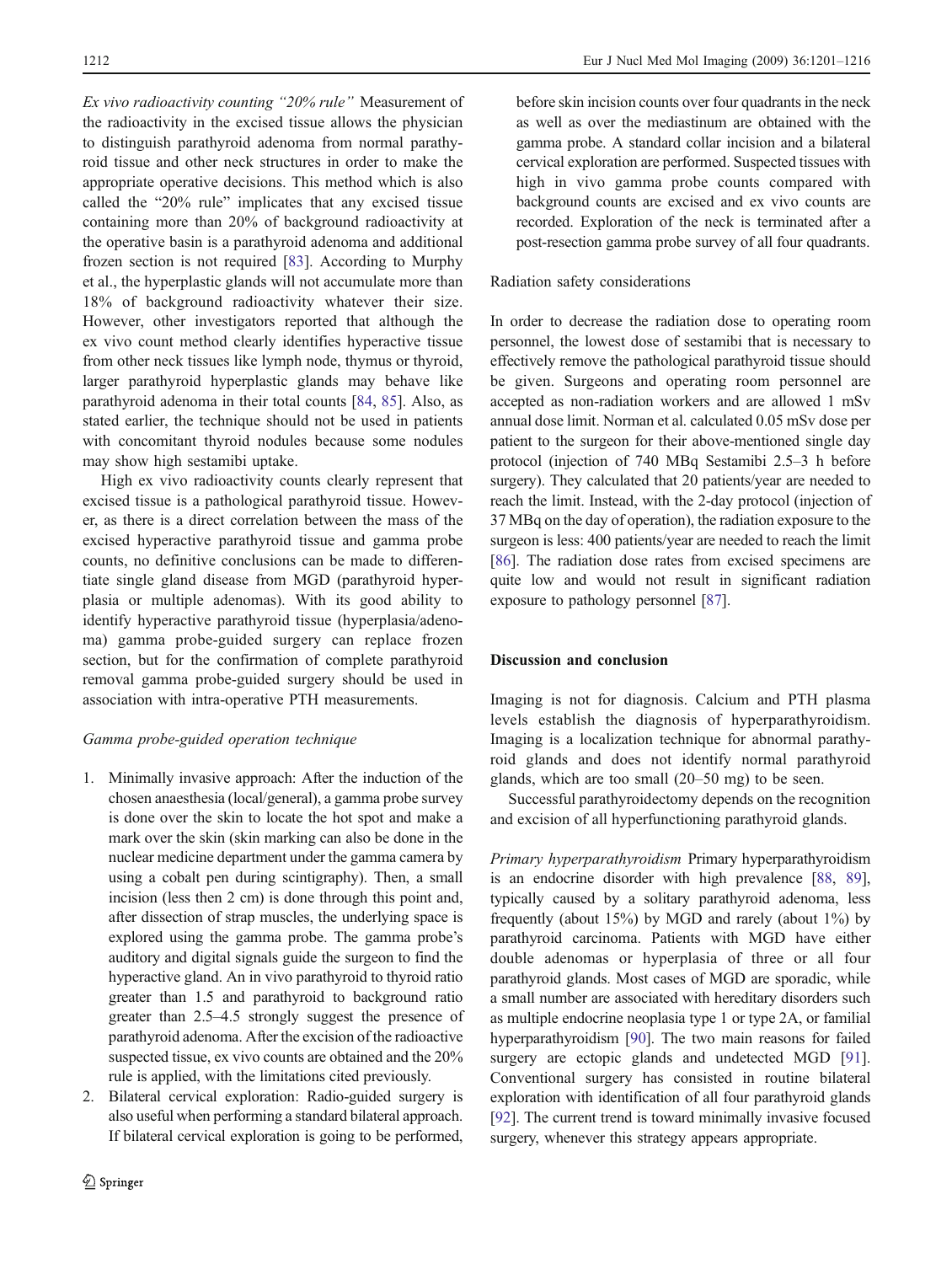*Ex vivo radioactivity counting "20% rule"* Measurement of the radioactivity in the excised tissue allows the physician to distinguish parathyroid adenoma from normal parathyroid tissue and other neck structures in order to make the appropriate operative decisions. This method which is also called the "20% rule" implicates that any excised tissue containing more than 20% of background radioactivity at the operative basin is a parathyroid adenoma and additional frozen section is not required [83]. According to Murphy et al., the hyperplastic glands will not accumulate more than 18% of background radioactivity whatever their size. However, other investigators reported that although the ex vivo count method clearly identifies hyperactive tissue from other neck tissues like lymph node, thymus or thyroid, larger parathyroid hyperplastic glands may behave like parathyroid adenoma in their total counts [84, 85]. Also, as stated earlier, the technique should not be used in patients with concomitant thyroid nodules because some nodules may show high sestamibi uptake.

High ex vivo radioactivity counts clearly represent that excised tissue is a pathological parathyroid tissue. However, as there is a direct correlation between the mass of the excised hyperactive parathyroid tissue and gamma probe counts, no definitive conclusions can be made to differentiate single gland disease from MGD (parathyroid hyperplasia or multiple adenomas). With its good ability to identify hyperactive parathyroid tissue (hyperplasia/adenoma) gamma probe-guided surgery can replace frozen section, but for the confirmation of complete parathyroid removal gamma probe-guided surgery should be used in association with intra-operative PTH measurements.

*Gamma probe-guided operation technique*

1. Minimally invasive approach: After the induction of the chosen anaesthesia (local/general), a gamma probe survey is done over the skin to locate the hot spot and make a mark over the skin (skin marking can also be done in the nuclear medicine department under the gamma camera by using a cobalt pen during scintigraphy). Then, a small incision (less then 2 cm) is done through this point and, after dissection of strap muscles, the underlying space is explored using the gamma probe. The gamma probe's auditory and digital signals guide the surgeon to find the hyperactive gland. An in vivo parathyroid to thyroid ratio greater than 1.5 and parathyroid to background ratio greater than 2.5–4.5 strongly suggest the presence of parathyroid adenoma. After the excision of the radioactive suspected tissue, ex vivo counts are obtained and the 20% rule is applied, with the limitations cited previously.
2. Bilateral cervical exploration: Radio-guided surgery is also useful when performing a standard bilateral approach. If bilateral cervical exploration is going to be performed, before skin incision counts over four quadrants in the neck as well as over the mediastinum are obtained with the gamma probe. A standard collar incision and a bilateral cervical exploration are performed. Suspected tissues with high in vivo gamma probe counts compared with background counts are excised and ex vivo counts are recorded. Exploration of the neck is terminated after a post-resection gamma probe survey of all four quadrants.

Radiation safety considerations

In order to decrease the radiation dose to operating room personnel, the lowest dose of sestamibi that is necessary to effectively remove the pathological parathyroid tissue should be given. Surgeons and operating room personnel are accepted as non-radiation workers and are allowed 1 mSv annual dose limit. Norman et al. calculated 0.05 mSv dose per patient to the surgeon for their above-mentioned single day protocol (injection of 740 MBq Sestamibi 2.5–3 h before surgery). They calculated that 20 patients/year are needed to reach the limit. Instead, with the 2-day protocol (injection of 37 MBq on the day of operation), the radiation exposure to the surgeon is less: 400 patients/year are needed to reach the limit [86]. The radiation dose rates from excised specimens are quite low and would not result in significant radiation exposure to pathology personnel [87].

## Discussion and conclusion

Imaging is not for diagnosis. Calcium and PTH plasma levels establish the diagnosis of hyperparathyroidism. Imaging is a localization technique for abnormal parathyroid glands and does not identify normal parathyroid glands, which are too small (20–50 mg) to be seen.

Successful parathyroidectomy depends on the recognition and excision of all hyperfunctioning parathyroid glands.

*Primary hyperparathyroidism* Primary hyperparathyroidism is an endocrine disorder with high prevalence [88, 89], typically caused by a solitary parathyroid adenoma, less frequently (about 15%) by MGD and rarely (about 1%) by parathyroid carcinoma. Patients with MGD have either double adenomas or hyperplasia of three or all four parathyroid glands. Most cases of MGD are sporadic, while a small number are associated with hereditary disorders such as multiple endocrine neoplasia type 1 or type 2A, or familial hyperparathyroidism [90]. The two main reasons for failed surgery are ectopic glands and undetected MGD [91]. Conventional surgery has consisted in routine bilateral exploration with identification of all four parathyroid glands [92]. The current trend is toward minimally invasive focused surgery, whenever this strategy appears appropriate.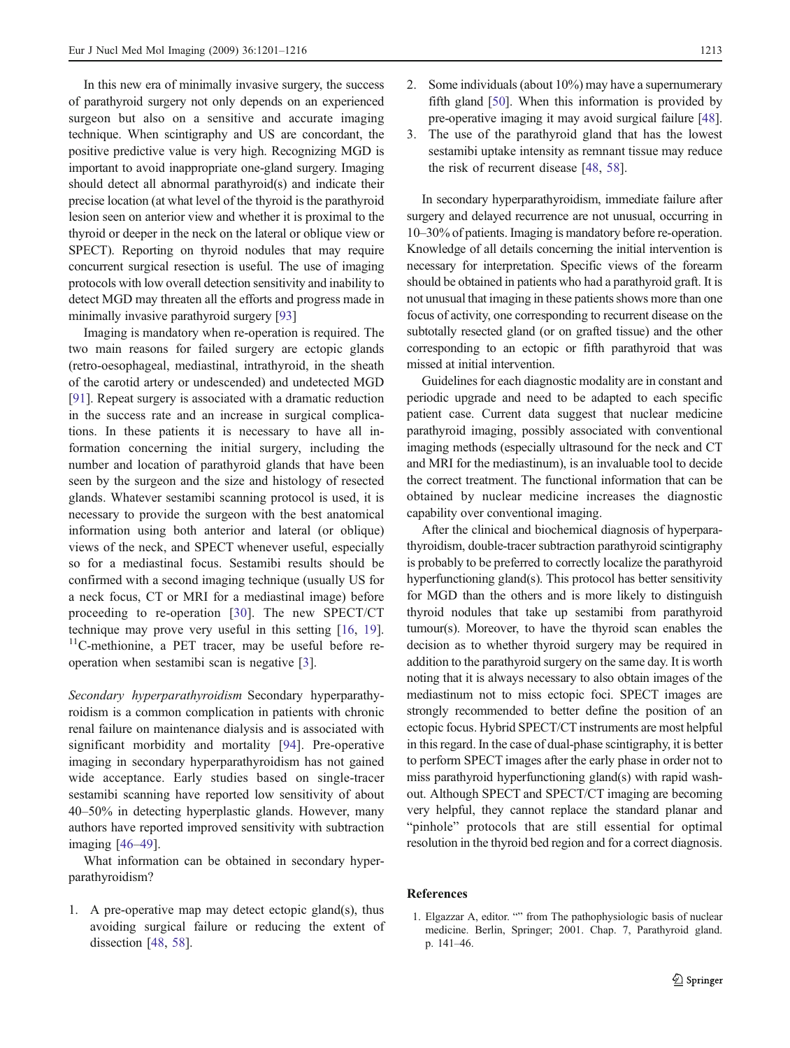In this new era of minimally invasive surgery, the success of parathyroid surgery not only depends on an experienced surgeon but also on a sensitive and accurate imaging technique. When scintigraphy and US are concordant, the positive predictive value is very high. Recognizing MGD is important to avoid inappropriate one-gland surgery. Imaging should detect all abnormal parathyroid(s) and indicate their precise location (at what level of the thyroid is the parathyroid lesion seen on anterior view and whether it is proximal to the thyroid or deeper in the neck on the lateral or oblique view or SPECT). Reporting on thyroid nodules that may require concurrent surgical resection is useful. The use of imaging protocols with low overall detection sensitivity and inability to detect MGD may threaten all the efforts and progress made in minimally invasive parathyroid surgery [93]

Imaging is mandatory when re-operation is required. The two main reasons for failed surgery are ectopic glands (retro-oesophageal, mediastinal, intrathyroid, in the sheath of the carotid artery or undescended) and undetected MGD [91]. Repeat surgery is associated with a dramatic reduction in the success rate and an increase in surgical complications. In these patients it is necessary to have all information concerning the initial surgery, including the number and location of parathyroid glands that have been seen by the surgeon and the size and histology of resected glands. Whatever sestamibi scanning protocol is used, it is necessary to provide the surgeon with the best anatomical information using both anterior and lateral (or oblique) views of the neck, and SPECT whenever useful, especially so for a mediastinal focus. Sestamibi results should be confirmed with a second imaging technique (usually US for a neck focus, CT or MRI for a mediastinal image) before proceeding to re-operation [30]. The new SPECT/CT technique may prove very useful in this setting [16, 19]. $^{11}$C-methionine, a PET tracer, may be useful before re-operation when sestamibi scan is negative [3].

*Secondary hyperparathyroidism* Secondary hyperparathyroidism is a common complication in patients with chronic renal failure on maintenance dialysis and is associated with significant morbidity and mortality [94]. Pre-operative imaging in secondary hyperparathyroidism has not gained wide acceptance. Early studies based on single-tracer sestamibi scanning have reported low sensitivity of about 40–50% in detecting hyperplastic glands. However, many authors have reported improved sensitivity with subtraction imaging [46–49].

What information can be obtained in secondary hyperparathyroidism?

1. A pre-operative map may detect ectopic gland(s), thus avoiding surgical failure or reducing the extent of dissection [48, 58].
2. Some individuals (about 10%) may have a supernumerary fifth gland [50]. When this information is provided by pre-operative imaging it may avoid surgical failure [48].
3. The use of the parathyroid gland that has the lowest sestamibi uptake intensity as remnant tissue may reduce the risk of recurrent disease [48, 58].

In secondary hyperparathyroidism, immediate failure after surgery and delayed recurrence are not unusual, occurring in 10–30% of patients. Imaging is mandatory before re-operation. Knowledge of all details concerning the initial intervention is necessary for interpretation. Specific views of the forearm should be obtained in patients who had a parathyroid graft. It is not unusual that imaging in these patients shows more than one focus of activity, one corresponding to recurrent disease on the subtotally resected gland (or on grafted tissue) and the other corresponding to an ectopic or fifth parathyroid that was missed at initial intervention.

Guidelines for each diagnostic modality are in constant and periodic upgrade and need to be adapted to each specific patient case. Current data suggest that nuclear medicine parathyroid imaging, possibly associated with conventional imaging methods (especially ultrasound for the neck and CT and MRI for the mediastinum), is an invaluable tool to decide the correct treatment. The functional information that can be obtained by nuclear medicine increases the diagnostic capability over conventional imaging.

After the clinical and biochemical diagnosis of hyperparathyroidism, double-tracer subtraction parathyroid scintigraphy is probably to be preferred to correctly localize the parathyroid hyperfunctioning gland(s). This protocol has better sensitivity for MGD than the others and is more likely to distinguish thyroid nodules that take up sestamibi from parathyroid tumour(s). Moreover, to have the thyroid scan enables the decision as to whether thyroid surgery may be required in addition to the parathyroid surgery on the same day. It is worth noting that it is always necessary to also obtain images of the mediastinum not to miss ectopic foci. SPECT images are strongly recommended to better define the position of an ectopic focus. Hybrid SPECT/CT instruments are most helpful in this regard. In the case of dual-phase scintigraphy, it is better to perform SPECT images after the early phase in order not to miss parathyroid hyperfunctioning gland(s) with rapid washout. Although SPECT and SPECT/CT imaging are becoming very helpful, they cannot replace the standard planar and "pinhole" protocols that are still essential for optimal resolution in the thyroid bed region and for a correct diagnosis.

## References

1. Elgazzar A, editor. "" from The pathophysiologic basis of nuclear medicine. Berlin, Springer; 2001. Chap. 7, Parathyroid gland. p. 141–46.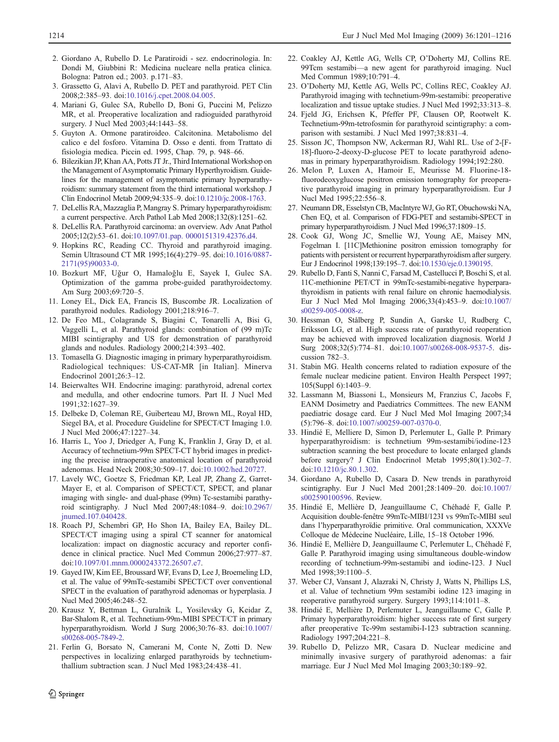2. Giordano A, Rubello D. Le Paratiroidi - sez. endocrinologia. In: Dondi M, Giubbini R: Medicina nucleare nella pratica clinica. Bologna: Patron ed.; 2003. p.171–83.
3. Grassetto G, Alavi A, Rubello D. PET and parathyroid. PET Clin 2008;2:385–93. doi:10.1016/j.cpet.2008.04.005.
4. Mariani G, Gulec SA, Rubello D, Boni G, Puccini M, Pelizzo MR, et al. Preoperative localization and radioguided parathyroid surgery. J Nucl Med 2003;44:1443–58.
5. Guyton A. Ormone paratiroideo. Calcitonina. Metabolismo del calico e del fosforo. Vitamina D. Osso e denti. from Trattato di fisiologia medica. Piccin ed. 1995, Chap. 79, p. 948–66.
6. Bilezikian JP, Khan AA, Potts JT Jr., Third International Workshop on the Management of Asymptomatic Primary Hyperthyroidism. Guidelines for the management of asymptomatic primary hyperparathyroidism: summary statement from the third international workshop. J Clin Endocrinol Metab 2009;94:335–9. doi:10.1210/jc.2008-1763.
7. DeLellis RA, Mazzaglia P, Mangray S. Primary hyperparathyroidism: a current perspective. Arch Pathol Lab Med 2008;132(8):1251–62.
8. DeLellis RA. Parathyroid carcinoma: an overview. Adv Anat Pathol 2005;12(2):53–61. doi:10.1097/01.pap. 0000151319.42376.d4.
9. Hopkins RC, Reading CC. Thyroid and parathyroid imaging. Semin Ultrasound CT MR 1995;16(4):279–95. doi:10.1016/0887-2171(95)90033-0.
10. Bozkurt MF, Uğur O, Hamaloğlu E, Sayek I, Gulec SA. Optimization of the gamma probe-guided parathyroidectomy. Am Surg 2003;69:720–5.
11. Loney EL, Dick EA, Francis IS, Buscombe JR. Localization of parathyroid nodules. Radiology 2001;218:916–7.
12. De Feo ML, Colagrande S, Biagini C, Tonarelli A, Bisi G, Vaggelli L, et al. Parathyroid glands: combination of (99 m)Tc MIBI scintigraphy and US for demonstration of parathyroid glands and nodules. Radiology 2000;214:393–402.
13. Tomasella G. Diagnostic imaging in primary hyperparathyroidism. Radiological techniques: US-CAT-MR [in Italian]. Minerva Endocrinol 2001;26:3–12.
14. Beierwaltes WH. Endocrine imaging: parathyroid, adrenal cortex and medulla, and other endocrine tumors. Part II. J Nucl Med 1991;32:1627–39.
15. Delbeke D, Coleman RE, Guiberteau MJ, Brown ML, Royal HD, Siegel BA, et al. Procedure Guideline for SPECT/CT Imaging 1.0. J Nucl Med 2006;47:1227–34.
16. Harris L, Yoo J, Driedger A, Fung K, Franklin J, Gray D, et al. Accuracy of technetium-99m SPECT-CT hybrid images in predicting the precise intraoperative anatomical location of parathyroid adenomas. Head Neck 2008;30:509–17. doi:10.1002/hed.20727.
17. Lavely WC, Goetze S, Friedman KP, Leal JP, Zhang Z, Garret-Mayer E, et al. Comparison of SPECT/CT, SPECT, and planar imaging with single- and dual-phase (99m) Tc-sestamibi parathyroid scintigraphy. J Nucl Med 2007;48:1084–9. doi:10.2967/jnumed.107.040428.
18. Roach PJ, Schembri GP, Ho Shon IA, Bailey EA, Bailey DL. SPECT/CT imaging using a spiral CT scanner for anatomical localization: impact on diagnostic accuracy and reporter confidence in clinical practice. Nucl Med Commun 2006;27:977–87. doi:10.1097/01.mnm.0000243372.26507.e7.
19. Gayed IW, Kim EE, Broussard WF, Evans D, Lee J, Broemeling LD, et al. The value of 99mTc-sestamibi SPECT/CT over conventional SPECT in the evaluation of parathyroid adenomas or hyperplasia. J Nucl Med 2005;46:248–52.
20. Krausz Y, Bettman L, Guralnik L, Yosilevsky G, Keidar Z, Bar-Shalom R, et al. Technetium-99m-MIBI SPECT/CT in primary hyperparathyroidism. World J Surg 2006;30:76–83. doi:10.1007/s00268-005-7849-2.
21. Ferlin G, Borsato N, Camerani M, Conte N, Zotti D. New perspectives in localizing enlarged parathyroids by technetium-thallium subtraction scan. J Nucl Med 1983;24:438–41.
22. Coakley AJ, Kettle AG, Wells CP, O'Doherty MJ, Collins RE. 99Tcm sestamibi—a new agent for parathyroid imaging. Nucl Med Commun 1989;10:791–4.
23. O'Doherty MJ, Kettle AG, Wells PC, Collins REC, Coakley AJ. Parathyroid imaging with technetium-99m-sestamibi: preoperative localization and tissue uptake studies. J Nucl Med 1992;33:313–8.
24. Fjeld JG, Erichsen K, Pfeffer PF, Clausen OP, Rootwelt K. Technetium-99m-tetrofosmin for parathyroid scintigraphy: a comparison with sestamibi. J Nucl Med 1997;38:831–4.
25. Sisson JC, Thompson NW, Ackerman RJ, Wahl RL. Use of 2-[F-18]-fluoro-2-deoxy-D-glucose PET to locate parathyroid adenomas in primary hyperparathyroidism. Radiology 1994;192:280.
26. Melon P, Luxen A, Hamoir E, Meurisse M. Fluorine-18-fluorodeoxyglucose positron emission tomography for preoperative parathyroid imaging in primary hyperparathyroidism. Eur J Nucl Med 1995;22:556–8.
27. Neumann DR, Esselstyn CB, MacIntyre WJ, Go RT, Obuchowski NA, Chen EQ, et al. Comparison of FDG-PET and sestamibi-SPECT in primary hyperparathyroidism. J Nucl Med 1996;37:1809–15.
28. Cook GJ, Wong JC, Smellie WJ, Young AE, Maisey MN, Fogelman I. [11C]Methionine positron emission tomography for patients with persistent or recurrent hyperparathyroidism after surgery. Eur J Endocrinol 1998;139:195–7. doi:10.1530/eje.0.1390195.
29. Rubello D, Fanti S, Nanni C, Farsad M, Castellucci P, Boschi S, et al. 11C-methionine PET/CT in 99mTc-sestamibi-negative hyperparathyroidism in patients with renal failure on chronic haemodialysis. Eur J Nucl Med Mol Imaging 2006;33(4):453–9. doi:10.1007/s00259-005-0008-z.
30. Hessman O, Stålberg P, Sundin A, Garske U, Rudberg C, Eriksson LG, et al. High success rate of parathyroid reoperation may be achieved with improved localization diagnosis. World J Surg 2008;32(5):774–81. doi:10.1007/s00268-008-9537-5. discussion 782–3.
31. Stabin MG. Health concerns related to radiation exposure of the female nuclear medicine patient. Environ Health Perspect 1997; 105(Suppl 6):1403–9.
32. Lassmann M, Biassoni L, Monsieurs M, Franzius C, Jacobs F, EANM Dosimetry and Paediatrics Committees. The new EANM paediatric dosage card. Eur J Nucl Med Mol Imaging 2007;34 (5):796–8. doi:10.1007/s00259-007-0370-0.
33. Hindié E, Melliere D, Simon D, Perlemuter L, Galle P. Primary hyperparathyroidism: is technetium 99m-sestamibi/iodine-123 subtraction scanning the best procedure to locate enlarged glands before surgery? J Clin Endocrinol Metab 1995;80(1):302–7. doi:10.1210/jc.80.1.302.
34. Giordano A, Rubello D, Casara D. New trends in parathyroid scintigraphy. Eur J Nucl Med 2001;28:1409–20. doi:10.1007/s002590100596. Review.
35. Hindié E, Mellière D, Jeanguillaume C, Chéhadé F, Galle P. Acquisition double-fenêtre 99mTc-MIBI/123I vs 99mTc-MIBI seul dans l'hyperparathyroïdie primitive. Oral communication, XXXVe Colloque de Médecine Nucléaire, Lille, 15–18 October 1996.
36. Hindié E, Mellière D, Jeanguillaume C, Perlemuter L, Chéhadé F, Galle P. Parathyroid imaging using simultaneous double-window recording of technetium-99m-sestamibi and iodine-123. J Nucl Med 1998;39:1100–5.
37. Weber CJ, Vansant J, Alazraki N, Christy J, Watts N, Phillips LS, et al. Value of technetium 99m sestamibi iodine 123 imaging in reoperative parathyroid surgery. Surgery 1993;114:1011–8.
38. Hindié E, Mellière D, Perlemuter L, Jeanguillaume C, Galle P. Primary hyperparathyroidism: higher success rate of first surgery after preoperative Tc-99m sestamibi-I-123 subtraction scanning. Radiology 1997;204:221–8.
39. Rubello D, Pelizzo MR, Casara D. Nuclear medicine and minimally invasive surgery of parathyroid adenomas: a fair marriage. Eur J Nucl Med Mol Imaging 2003;30:189–92.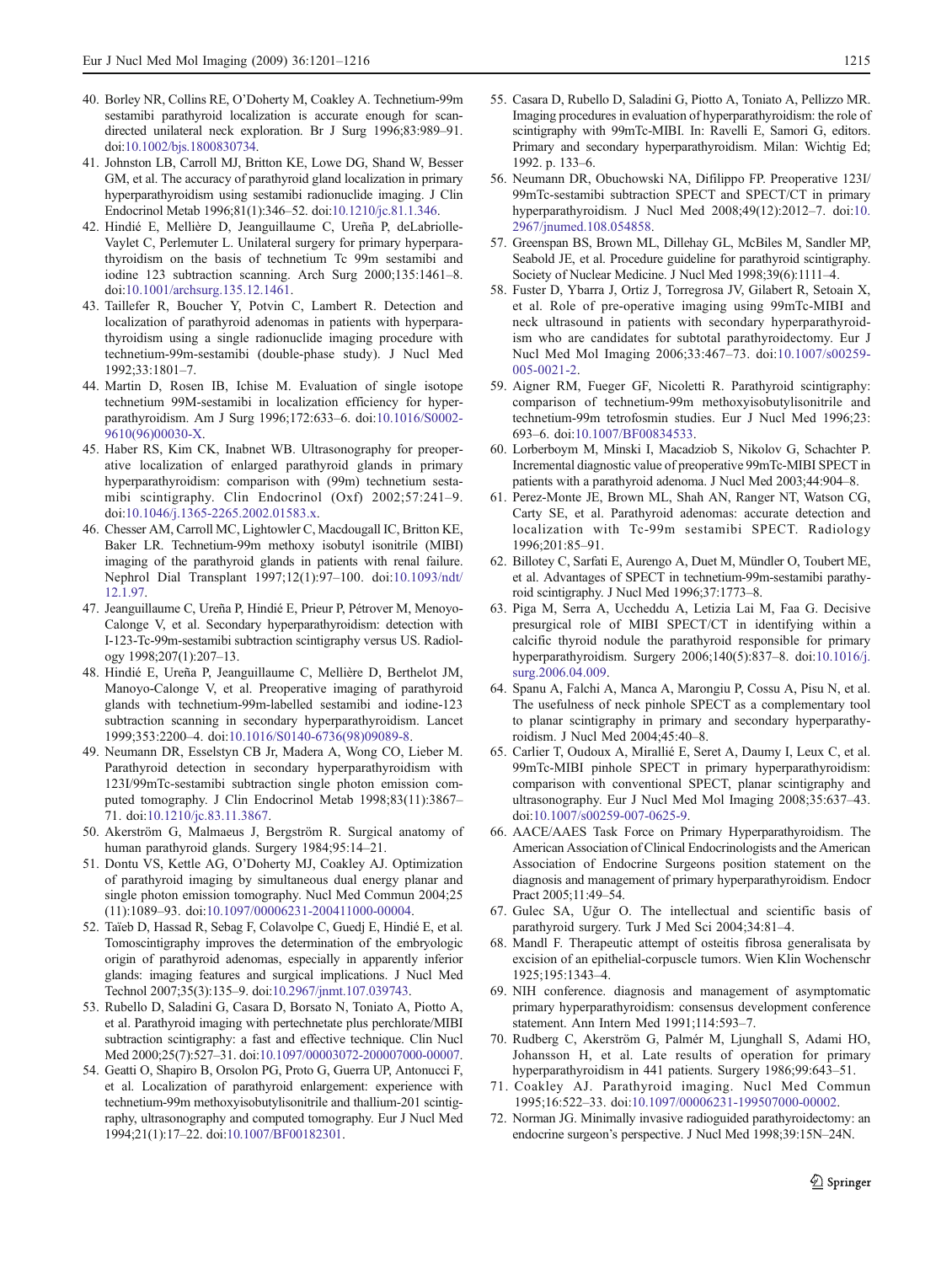40. Borley NR, Collins RE, O'Doherty M, Coakley A. Technetium-99m sestamibi parathyroid localization is accurate enough for scan-directed unilateral neck exploration. Br J Surg 1996;83:989–91. doi:10.1002/bjs.1800830734.
41. Johnston LB, Carroll MJ, Britton KE, Lowe DG, Shand W, Besser GM, et al. The accuracy of parathyroid gland localization in primary hyperparathyroidism using sestamibi radionuclide imaging. J Clin Endocrinol Metab 1996;81(1):346–52. doi:10.1210/jc.81.1.346.
42. Hindié E, Mellière D, Jeanguillaume C, Ureña P, deLabriolle-Vaylet C, Perlemuter L. Unilateral surgery for primary hyperparathyroidism on the basis of technetium Tc 99m sestamibi and iodine 123 subtraction scanning. Arch Surg 2000;135:1461–8. doi:10.1001/archsurg.135.12.1461.
43. Taillefer R, Boucher Y, Potvin C, Lambert R. Detection and localization of parathyroid adenomas in patients with hyperparathyroidism using a single radionuclide imaging procedure with technetium-99m-sestamibi (double-phase study). J Nucl Med 1992;33:1801–7.
44. Martin D, Rosen IB, Ichise M. Evaluation of single isotope technetium 99M-sestamibi in localization efficiency for hyperparathyroidism. Am J Surg 1996;172:633–6. doi:10.1016/S0002-9610(96)00030-X.
45. Haber RS, Kim CK, Inabnet WB. Ultrasonography for preoperative localization of enlarged parathyroid glands in primary hyperparathyroidism: comparison with (99m) technetium sestamibi scintigraphy. Clin Endocrinol (Oxf) 2002;57:241–9. doi:10.1046/j.1365-2265.2002.01583.x.
46. Chesser AM, Carroll MC, Lightowler C, Macdougall IC, Britton KE, Baker LR. Technetium-99m methoxy isobutyl isonitrile (MIBI) imaging of the parathyroid glands in patients with renal failure. Nephrol Dial Transplant 1997;12(1):97–100. doi:10.1093/ndt/12.1.97.
47. Jeanguillaume C, Ureña P, Hindié E, Prieur P, Pétrover M, Menoyo-Calonge V, et al. Secondary hyperparathyroidism: detection with I-123-Tc-99m-sestamibi subtraction scintigraphy versus US. Radiology 1998;207(1):207–13.
48. Hindié E, Ureña P, Jeanguillaume C, Mellière D, Berthelot JM, Manoyo-Calonge V, et al. Preoperative imaging of parathyroid glands with technetium-99m-labelled sestamibi and iodine-123 subtraction scanning in secondary hyperparathyroidism. Lancet 1999;353:2200–4. doi:10.1016/S0140-6736(98)09089-8.
49. Neumann DR, Esselstyn CB Jr, Madera A, Wong CO, Lieber M. Parathyroid detection in secondary hyperparathyroidism with 123I/99mTc-sestamibi subtraction single photon emission computed tomography. J Clin Endocrinol Metab 1998;83(11):3867–71. doi:10.1210/jc.83.11.3867.
50. Akerström G, Malmaeus J, Bergström R. Surgical anatomy of human parathyroid glands. Surgery 1984;95:14–21.
51. Dontu VS, Kettle AG, O'Doherty MJ, Coakley AJ. Optimization of parathyroid imaging by simultaneous dual energy planar and single photon emission tomography. Nucl Med Commun 2004;25(11):1089–93. doi:10.1097/00006231-200411000-00004.
52. Taïeb D, Hassad R, Sebag F, Colavolpe C, Guedj E, Hindié E, et al. Tomoscintigraphy improves the determination of the embryologic origin of parathyroid adenomas, especially in apparently inferior glands: imaging features and surgical implications. J Nucl Med Technol 2007;35(3):135–9. doi:10.2967/jnmt.107.039743.
53. Rubello D, Saladini G, Casara D, Borsato N, Toniato A, Piotto A, et al. Parathyroid imaging with pertechnetate plus perchlorate/MIBI subtraction scintigraphy: a fast and effective technique. Clin Nucl Med 2000;25(7):527–31. doi:10.1097/00003072-200007000-00007.
54. Geatti O, Shapiro B, Orsolon PG, Proto G, Guerra UP, Antonucci F, et al. Localization of parathyroid enlargement: experience with technetium-99m methoxyisobutylisonitrile and thallium-201 scintigraphy, ultrasonography and computed tomography. Eur J Nucl Med 1994;21(1):17–22. doi:10.1007/BF00182301.
55. Casara D, Rubello D, Saladini G, Piotto A, Toniato A, Pellizzo MR. Imaging procedures in evaluation of hyperparathyroidism: the role of scintigraphy with 99mTc-MIBI. In: Ravelli E, Samori G, editors. Primary and secondary hyperparathyroidism. Milan: Wichtig Ed; 1992. p. 133–6.
56. Neumann DR, Obuchowski NA, Difilippo FP. Preoperative 123I/99mTc-sestamibi subtraction SPECT and SPECT/CT in primary hyperparathyroidism. J Nucl Med 2008;49(12):2012–7. doi:10.2967/jnumed.108.054858.
57. Greenspan BS, Brown ML, Dillehay GL, McBiles M, Sandler MP, Seabold JE, et al. Procedure guideline for parathyroid scintigraphy. Society of Nuclear Medicine. J Nucl Med 1998;39(6):1111–4.
58. Fuster D, Ybarra J, Ortiz J, Torregrosa JV, Gilabert R, Setoain X, et al. Role of pre-operative imaging using 99mTc-MIBI and neck ultrasound in patients with secondary hyperparathyroidism who are candidates for subtotal parathyroidectomy. Eur J Nucl Med Mol Imaging 2006;33:467–73. doi:10.1007/s00259-005-0021-2.
59. Aigner RM, Fueger GF, Nicoletti R. Parathyroid scintigraphy: comparison of technetium-99m methoxyisobutylisonitrile and technetium-99m tetrofosmin studies. Eur J Nucl Med 1996;23:693–6. doi:10.1007/BF00834533.
60. Lorberboym M, Minski I, Macadziob S, Nikolov G, Schachter P. Incremental diagnostic value of preoperative 99mTc-MIBI SPECT in patients with a parathyroid adenoma. J Nucl Med 2003;44:904–8.
61. Perez-Monte JE, Brown ML, Shah AN, Ranger NT, Watson CG, Carty SE, et al. Parathyroid adenomas: accurate detection and localization with Tc-99m sestamibi SPECT. Radiology 1996;201:85–91.
62. Billotey C, Sarfati E, Aurengo A, Duet M, Mündler O, Toubert ME, et al. Advantages of SPECT in technetium-99m-sestamibi parathyroid scintigraphy. J Nucl Med 1996;37:1773–8.
63. Piga M, Serra A, Uccheddu A, Letizia Lai M, Faa G. Decisive presurgical role of MIBI SPECT/CT in identifying within a calcific thyroid nodule the parathyroid responsible for primary hyperparathyroidism. Surgery 2006;140(5):837–8. doi:10.1016/j.surg.2006.04.009.
64. Spanu A, Falchi A, Manca A, Marongiu P, Cossu A, Pisu N, et al. The usefulness of neck pinhole SPECT as a complementary tool to planar scintigraphy in primary and secondary hyperparathyroidism. J Nucl Med 2004;45:40–8.
65. Carlier T, Oudoux A, Mirallié E, Seret A, Daumy I, Leux C, et al. 99mTc-MIBI pinhole SPECT in primary hyperparathyroidism: comparison with conventional SPECT, planar scintigraphy and ultrasonography. Eur J Nucl Med Mol Imaging 2008;35:637–43. doi:10.1007/s00259-007-0625-9.
66. AACE/AAES Task Force on Primary Hyperparathyroidism. The American Association of Clinical Endocrinologists and the American Association of Endocrine Surgeons position statement on the diagnosis and management of primary hyperparathyroidism. Endocr Pract 2005;11:49–54.
67. Gulec SA, Uğur O. The intellectual and scientific basis of parathyroid surgery. Turk J Med Sci 2004;34:81–4.
68. Mandl F. Therapeutic attempt of osteitis fibrosa generalisata by excision of an epithelial-corpuscle tumors. Wien Klin Wochenschr 1925;195:1343–4.
69. NIH conference. diagnosis and management of asymptomatic primary hyperparathyroidism: consensus development conference statement. Ann Intern Med 1991;114:593–7.
70. Rudberg C, Akerström G, Palmér M, Ljunghall S, Adami HO, Johansson H, et al. Late results of operation for primary hyperparathyroidism in 441 patients. Surgery 1986;99:643–51.
71. Coakley AJ. Parathyroid imaging. Nucl Med Commun 1995;16:522–33. doi:10.1097/00006231-199507000-00002.
72. Norman JG. Minimally invasive radioguided parathyroidectomy: an endocrine surgeon's perspective. J Nucl Med 1998;39:15N–24N.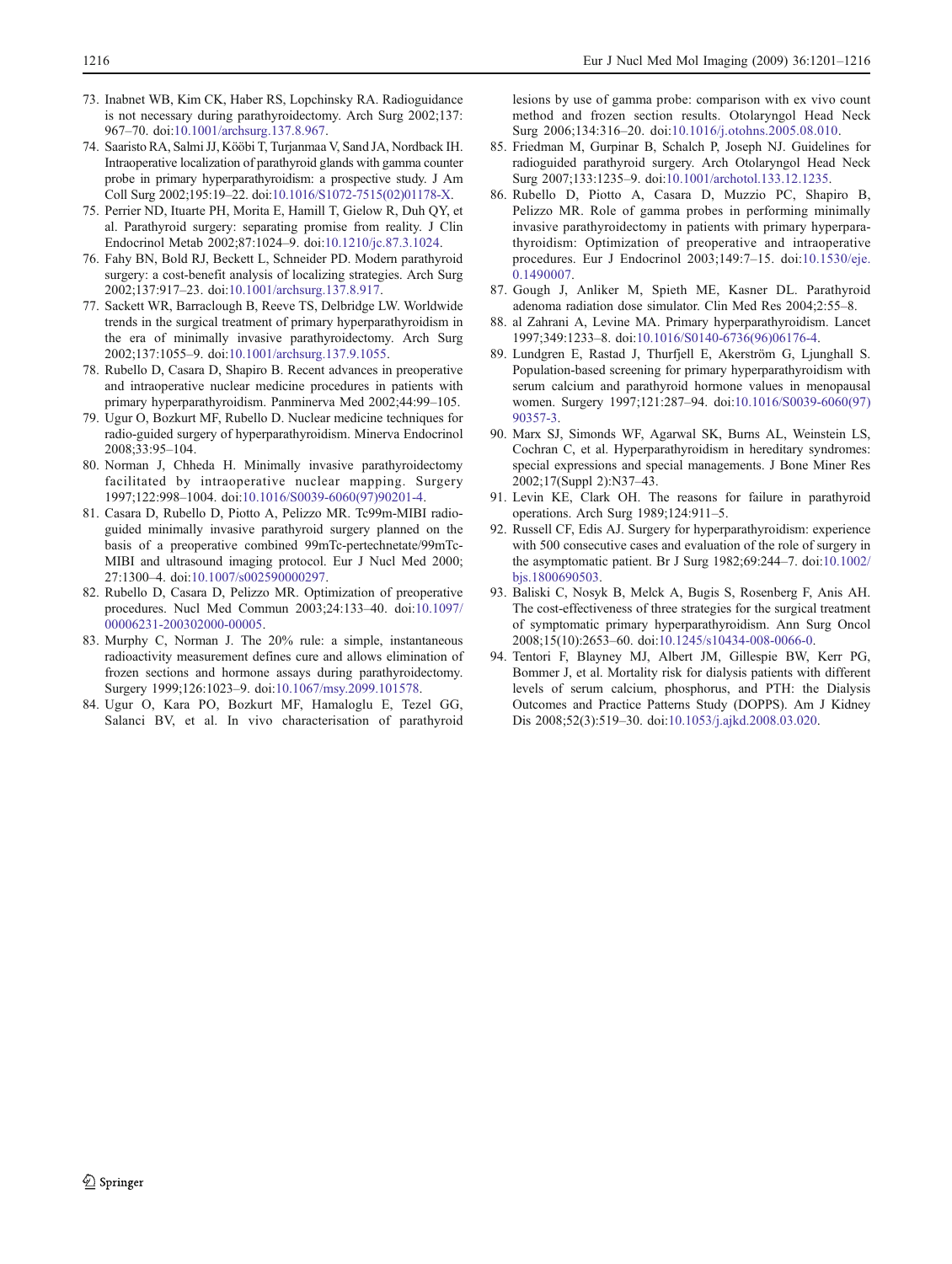73. Inabnet WB, Kim CK, Haber RS, Lopchinsky RA. Radioguidance is not necessary during parathyroidectomy. Arch Surg 2002;137: 967–70. doi:10.1001/archsurg.137.8.967.
74. Saaristo RA, Salmi JJ, Kööbi T, Turjanmaa V, Sand JA, Nordback IH. Intraoperative localization of parathyroid glands with gamma counter probe in primary hyperparathyroidism: a prospective study. J Am Coll Surg 2002;195:19–22. doi:10.1016/S1072-7515(02)01178-X.
75. Perrier ND, Ituarte PH, Morita E, Hamill T, Gielow R, Duh QY, et al. Parathyroid surgery: separating promise from reality. J Clin Endocrinol Metab 2002;87:1024–9. doi:10.1210/jc.87.3.1024.
76. Fahy BN, Bold RJ, Beckett L, Schneider PD. Modern parathyroid surgery: a cost-benefit analysis of localizing strategies. Arch Surg 2002;137:917–23. doi:10.1001/archsurg.137.8.917.
77. Sackett WR, Barraclough B, Reeve TS, Delbridge LW. Worldwide trends in the surgical treatment of primary hyperparathyroidism in the era of minimally invasive parathyroidectomy. Arch Surg 2002;137:1055–9. doi:10.1001/archsurg.137.9.1055.
78. Rubello D, Casara D, Shapiro B. Recent advances in preoperative and intraoperative nuclear medicine procedures in patients with primary hyperparathyroidism. Panminerva Med 2002;44:99–105.
79. Ugur O, Bozkurt MF, Rubello D. Nuclear medicine techniques for radio-guided surgery of hyperparathyroidism. Minerva Endocrinol 2008;33:95–104.
80. Norman J, Chheda H. Minimally invasive parathyroidectomy facilitated by intraoperative nuclear mapping. Surgery 1997;122:998–1004. doi:10.1016/S0039-6060(97)90201-4.
81. Casara D, Rubello D, Piotto A, Pelizzo MR. Tc99m-MIBI radio-guided minimally invasive parathyroid surgery planned on the basis of a preoperative combined 99mTc-pertechnetate/99mTc-MIBI and ultrasound imaging protocol. Eur J Nucl Med 2000; 27:1300–4. doi:10.1007/s002590000297.
82. Rubello D, Casara D, Pelizzo MR. Optimization of preoperative procedures. Nucl Med Commun 2003;24:133–40. doi:10.1097/00006231-200302000-00005.
83. Murphy C, Norman J. The 20% rule: a simple, instantaneous radioactivity measurement defines cure and allows elimination of frozen sections and hormone assays during parathyroidectomy. Surgery 1999;126:1023–9. doi:10.1067/msy.2099.101578.
84. Ugur O, Kara PO, Bozkurt MF, Hamaloglu E, Tezel GG, Salanci BV, et al. In vivo characterisation of parathyroid lesions by use of gamma probe: comparison with ex vivo count method and frozen section results. Otolaryngol Head Neck Surg 2006;134:316–20. doi:10.1016/j.otohns.2005.08.010.
85. Friedman M, Gurpinar B, Schalch P, Joseph NJ. Guidelines for radioguided parathyroid surgery. Arch Otolaryngol Head Neck Surg 2007;133:1235–9. doi:10.1001/archotol.133.12.1235.
86. Rubello D, Piotto A, Casara D, Muzzio PC, Shapiro B, Pelizzo MR. Role of gamma probes in performing minimally invasive parathyroidectomy in patients with primary hyperparathyroidism: Optimization of preoperative and intraoperative procedures. Eur J Endocrinol 2003;149:7–15. doi:10.1530/eje.0.1490007.
87. Gough J, Anliker M, Spieth ME, Kasner DL. Parathyroid adenoma radiation dose simulator. Clin Med Res 2004;2:55–8.
88. al Zahrani A, Levine MA. Primary hyperparathyroidism. Lancet 1997;349:1233–8. doi:10.1016/S0140-6736(96)06176-4.
89. Lundgren E, Rastad J, Thurfjell E, Akerström G, Ljunghall S. Population-based screening for primary hyperparathyroidism with serum calcium and parathyroid hormone values in menopausal women. Surgery 1997;121:287–94. doi:10.1016/S0039-6060(97)90357-3.
90. Marx SJ, Simonds WF, Agarwal SK, Burns AL, Weinstein LS, Cochran C, et al. Hyperparathyroidism in hereditary syndromes: special expressions and special managements. J Bone Miner Res 2002;17(Suppl 2):N37–43.
91. Levin KE, Clark OH. The reasons for failure in parathyroid operations. Arch Surg 1989;124:911–5.
92. Russell CF, Edis AJ. Surgery for hyperparathyroidism: experience with 500 consecutive cases and evaluation of the role of surgery in the asymptomatic patient. Br J Surg 1982;69:244–7. doi:10.1002/bjs.1800690503.
93. Baliski C, Nosyk B, Melck A, Bugis S, Rosenberg F, Anis AH. The cost-effectiveness of three strategies for the surgical treatment of symptomatic primary hyperparathyroidism. Ann Surg Oncol 2008;15(10):2653–60. doi:10.1245/s10434-008-0066-0.
94. Tentori F, Blayney MJ, Albert JM, Gillespie BW, Kerr PG, Bommer J, et al. Mortality risk for dialysis patients with different levels of serum calcium, phosphorus, and PTH: the Dialysis Outcomes and Practice Patterns Study (DOPPS). Am J Kidney Dis 2008;52(3):519–30. doi:10.1053/j.ajkd.2008.03.020.